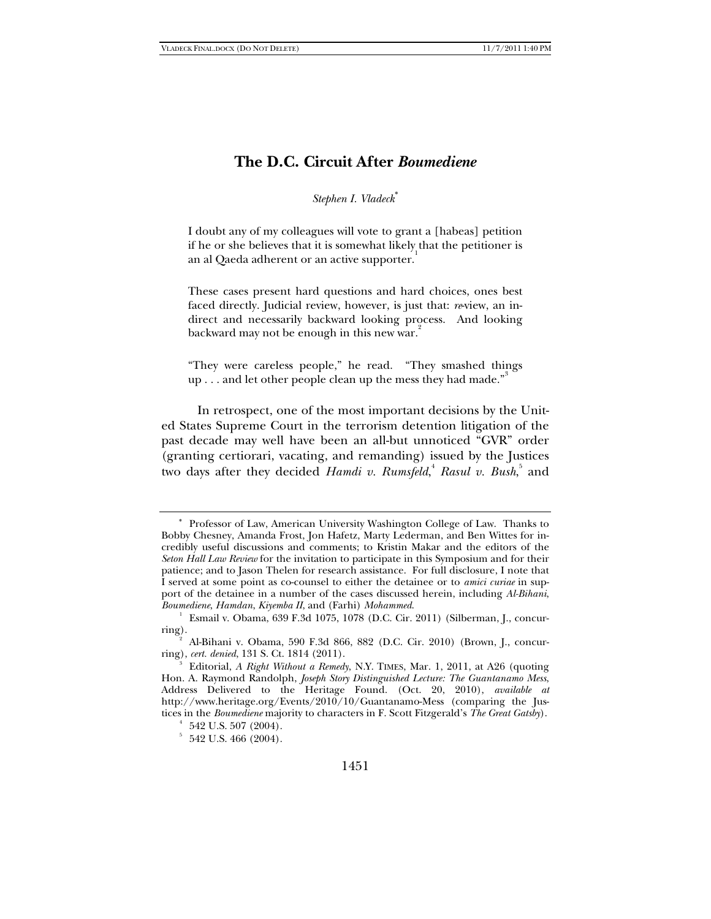# The D.C. Circuit After *Boumediene*

*Stephen I. Vladeck*[*]

> I doubt any of my colleagues will vote to grant a [habeas] petition if he or she believes that it is somewhat likely that the petitioner is an al Qaeda adherent or an active supporter.[1]

> These cases present hard questions and hard choices, ones best faced directly. Judicial review, however, is just that: *re*-view, an indirect and necessarily backward looking process. And looking backward may not be enough in this new war.[2]

> "They were careless people," he read. "They smashed things up . . . and let other people clean up the mess they had made."[3]

In retrospect, one of the most important decisions by the United States Supreme Court in the terrorism detention litigation of the past decade may well have been an all-but unnoticed "GVR" order (granting certiorari, vacating, and remanding) issued by the Justices two days after they decided *Hamdi v. Rumsfeld*,[4] *Rasul v. Bush*,[5] and

---

[*] Professor of Law, American University Washington College of Law. Thanks to Bobby Chesney, Amanda Frost, Jon Hafetz, Marty Lederman, and Ben Wittes for incredibly useful discussions and comments; to Kristin Makar and the editors of the *Seton Hall Law Review* for the invitation to participate in this Symposium and for their patience; and to Jason Thelen for research assistance. For full disclosure, I note that I served at some point as co-counsel to either the detainee or to *amici curiae* in support of the detainee in a number of the cases discussed herein, including *Al-Bihani*, *Boumediene*, *Hamdan*, *Kiyemba II*, and (Farhi) *Mohammed*.

[1] Esmail v. Obama, 639 F.3d 1075, 1078 (D.C. Cir. 2011) (Silberman, J., concurring).

[2] Al-Bihani v. Obama, 590 F.3d 866, 882 (D.C. Cir. 2010) (Brown, J., concurring), *cert. denied*, 131 S. Ct. 1814 (2011).

[3] Editorial, *A Right Without a Remedy*, N.Y. TIMES, Mar. 1, 2011, at A26 (quoting Hon. A. Raymond Randolph, *Joseph Story Distinguished Lecture: The Guantanamo Mess*, Address Delivered to the Heritage Found. (Oct. 20, 2010), *available at* http://www.heritage.org/Events/2010/10/Guantanamo-Mess (comparing the Justices in the *Boumediene* majority to characters in F. Scott Fitzgerald's *The Great Gatsby*).

[4] 542 U.S. 507 (2004).

[5] 542 U.S. 466 (2004).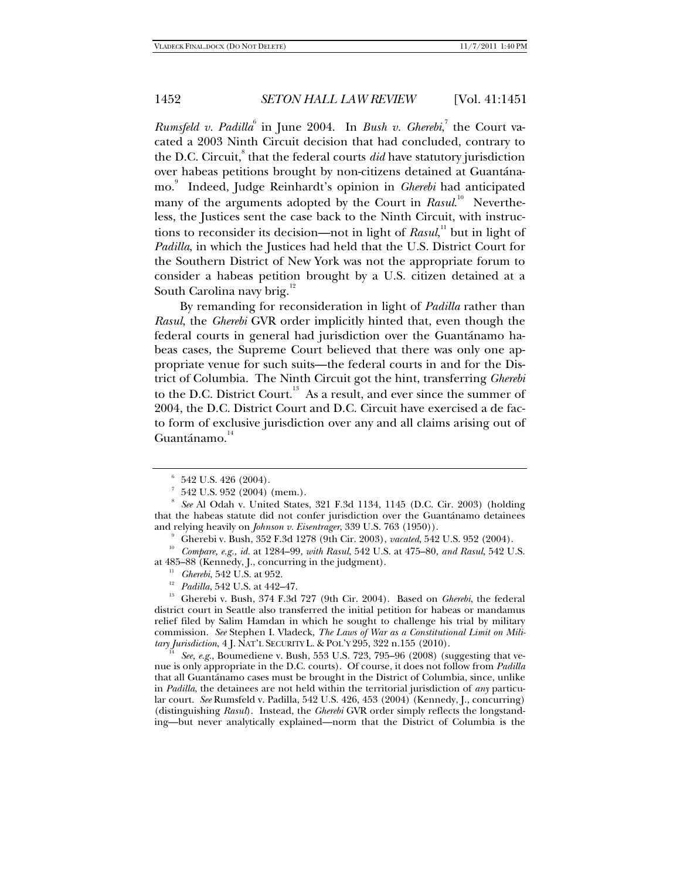*Rumsfeld v. Padilla*[6] in June 2004. In *Bush v. Gherebi*,[7] the Court vacated a 2003 Ninth Circuit decision that had concluded, contrary to the D.C. Circuit,[8] that the federal courts *did* have statutory jurisdiction over habeas petitions brought by non-citizens detained at Guantánamo.[9] Indeed, Judge Reinhardt's opinion in *Gherebi* had anticipated many of the arguments adopted by the Court in *Rasul*.[10] Nevertheless, the Justices sent the case back to the Ninth Circuit, with instructions to reconsider its decision—not in light of *Rasul*,[11] but in light of *Padilla*, in which the Justices had held that the U.S. District Court for the Southern District of New York was not the appropriate forum to consider a habeas petition brought by a U.S. citizen detained at a South Carolina navy brig.[12]

By remanding for reconsideration in light of *Padilla* rather than *Rasul*, the *Gherebi* GVR order implicitly hinted that, even though the federal courts in general had jurisdiction over the Guantánamo habeas cases, the Supreme Court believed that there was only one appropriate venue for such suits—the federal courts in and for the District of Columbia. The Ninth Circuit got the hint, transferring *Gherebi* to the D.C. District Court.[13] As a result, and ever since the summer of 2004, the D.C. District Court and D.C. Circuit have exercised a de facto form of exclusive jurisdiction over any and all claims arising out of Guantánamo.[14]

---

[6] 542 U.S. 426 (2004).

[7] 542 U.S. 952 (2004) (mem.).

[8] *See* Al Odah v. United States, 321 F.3d 1134, 1145 (D.C. Cir. 2003) (holding that the habeas statute did not confer jurisdiction over the Guantánamo detainees and relying heavily on *Johnson v. Eisentrager*, 339 U.S. 763 (1950)).

[9] Gherebi v. Bush, 352 F.3d 1278 (9th Cir. 2003), *vacated*, 542 U.S. 952 (2004).

[10] *Compare, e.g.*, *id.* at 1284–99, *with Rasul*, 542 U.S. at 475–80, *and Rasul*, 542 U.S. at 485–88 (Kennedy, J., concurring in the judgment).

[11] *Gherebi*, 542 U.S. at 952.

[12] *Padilla*, 542 U.S. at 442–47.

[13] Gherebi v. Bush, 374 F.3d 727 (9th Cir. 2004). Based on *Gherebi*, the federal district court in Seattle also transferred the initial petition for habeas or mandamus relief filed by Salim Hamdan in which he sought to challenge his trial by military commission. *See* Stephen I. Vladeck, *The Laws of War as a Constitutional Limit on Military Jurisdiction*, 4 J. NAT'L SECURITY L. & POL'Y 295, 322 n.155 (2010).

[14] *See, e.g.*, Boumediene v. Bush, 553 U.S. 723, 795–96 (2008) (suggesting that venue is only appropriate in the D.C. courts). Of course, it does not follow from *Padilla* that all Guantánamo cases must be brought in the District of Columbia, since, unlike in *Padilla*, the detainees are not held within the territorial jurisdiction of *any* particular court. *See* Rumsfeld v. Padilla, 542 U.S. 426, 453 (2004) (Kennedy, J., concurring) (distinguishing *Rasul*). Instead, the *Gherebi* GVR order simply reflects the longstanding—but never analytically explained—norm that the District of Columbia is the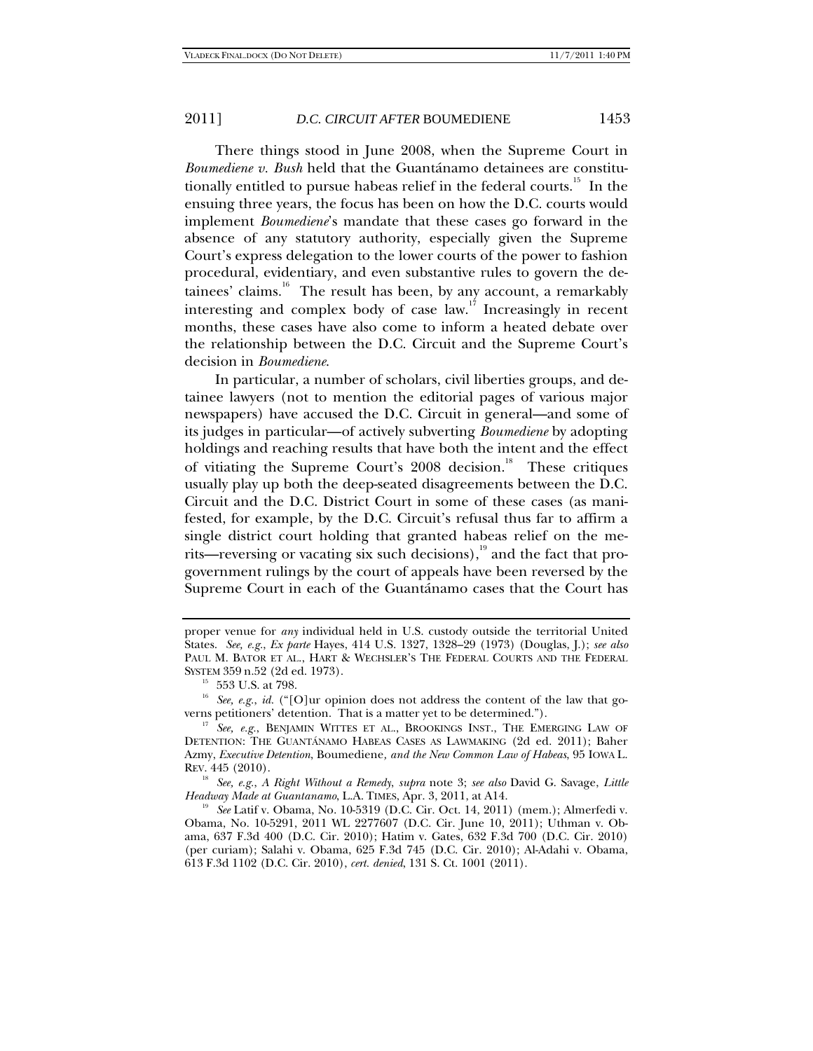There things stood in June 2008, when the Supreme Court in *Boumediene v. Bush* held that the Guantánamo detainees are constitutionally entitled to pursue habeas relief in the federal courts.[15] In the ensuing three years, the focus has been on how the D.C. courts would implement *Boumediene*'s mandate that these cases go forward in the absence of any statutory authority, especially given the Supreme Court's express delegation to the lower courts of the power to fashion procedural, evidentiary, and even substantive rules to govern the detainees' claims.[16] The result has been, by any account, a remarkably interesting and complex body of case law.[17] Increasingly in recent months, these cases have also come to inform a heated debate over the relationship between the D.C. Circuit and the Supreme Court's decision in *Boumediene*.

In particular, a number of scholars, civil liberties groups, and detainee lawyers (not to mention the editorial pages of various major newspapers) have accused the D.C. Circuit in general—and some of its judges in particular—of actively subverting *Boumediene* by adopting holdings and reaching results that have both the intent and the effect of vitiating the Supreme Court's 2008 decision.[18] These critiques usually play up both the deep-seated disagreements between the D.C. Circuit and the D.C. District Court in some of these cases (as manifested, for example, by the D.C. Circuit's refusal thus far to affirm a single district court holding that granted habeas relief on the merits—reversing or vacating six such decisions),[19] and the fact that pro-government rulings by the court of appeals have been reversed by the Supreme Court in each of the Guantánamo cases that the Court has

---

proper venue for *any* individual held in U.S. custody outside the territorial United States. *See, e.g.*, *Ex parte* Hayes, 414 U.S. 1327, 1328–29 (1973) (Douglas, J.); *see also* PAUL M. BATOR ET AL., HART & WECHSLER'S THE FEDERAL COURTS AND THE FEDERAL SYSTEM 359 n.52 (2d ed. 1973).

[15] 553 U.S. at 798.

[16] *See, e.g.*, *id.* ("[O]ur opinion does not address the content of the law that governs petitioners' detention. That is a matter yet to be determined.").

[17] *See, e.g.*, BENJAMIN WITTES ET AL., BROOKINGS INST., THE EMERGING LAW OF DETENTION: THE GUANTÁNAMO HABEAS CASES AS LAWMAKING (2d ed. 2011); Baher Azmy, *Executive Detention*, Boumediene*, and the New Common Law of Habeas*, 95 IOWA L. REV. 445 (2010).

[18] *See, e.g.*, *A Right Without a Remedy*, *supra* note 3; *see also* David G. Savage, *Little Headway Made at Guantanamo*, L.A. TIMES, Apr. 3, 2011, at A14.

[19] *See* Latif v. Obama, No. 10-5319 (D.C. Cir. Oct. 14, 2011) (mem.); Almerfedi v. Obama, No. 10-5291, 2011 WL 2277607 (D.C. Cir. June 10, 2011); Uthman v. Obama, 637 F.3d 400 (D.C. Cir. 2010); Hatim v. Gates, 632 F.3d 700 (D.C. Cir. 2010) (per curiam); Salahi v. Obama, 625 F.3d 745 (D.C. Cir. 2010); Al-Adahi v. Obama, 613 F.3d 1102 (D.C. Cir. 2010), *cert. denied*, 131 S. Ct. 1001 (2011).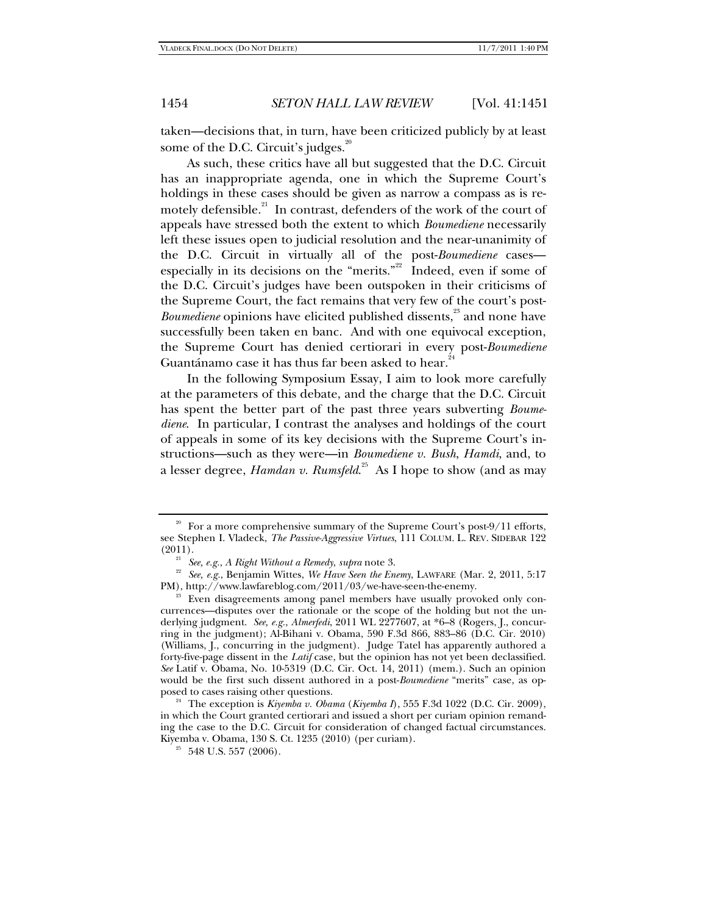taken—decisions that, in turn, have been criticized publicly by at least some of the D.C. Circuit's judges.[20]

As such, these critics have all but suggested that the D.C. Circuit has an inappropriate agenda, one in which the Supreme Court's holdings in these cases should be given as narrow a compass as is remotely defensible.[21] In contrast, defenders of the work of the court of appeals have stressed both the extent to which *Boumediene* necessarily left these issues open to judicial resolution and the near-unanimity of the D.C. Circuit in virtually all of the post-*Boumediene* cases—especially in its decisions on the "merits."[22] Indeed, even if some of the D.C. Circuit's judges have been outspoken in their criticisms of the Supreme Court, the fact remains that very few of the court's post-*Boumediene* opinions have elicited published dissents,[23] and none have successfully been taken en banc. And with one equivocal exception, the Supreme Court has denied certiorari in every post-*Boumediene* Guantánamo case it has thus far been asked to hear.[24]

In the following Symposium Essay, I aim to look more carefully at the parameters of this debate, and the charge that the D.C. Circuit has spent the better part of the past three years subverting *Boumediene*. In particular, I contrast the analyses and holdings of the court of appeals in some of its key decisions with the Supreme Court's instructions—such as they were—in *Boumediene v. Bush*, *Hamdi*, and, to a lesser degree, *Hamdan v. Rumsfeld*.[25] As I hope to show (and as may

---

[20] For a more comprehensive summary of the Supreme Court's post-9/11 efforts, see Stephen I. Vladeck, *The Passive-Aggressive Virtues*, 111 COLUM. L. REV. SIDEBAR 122 (2011).

[21] *See, e.g.*, *A Right Without a Remedy*, *supra* note 3.

[22] *See, e.g.*, Benjamin Wittes, *We Have Seen the Enemy*, LAWFARE (Mar. 2, 2011, 5:17 PM), http://www.lawfareblog.com/2011/03/we-have-seen-the-enemy.

[23] Even disagreements among panel members have usually provoked only concurrences—disputes over the rationale or the scope of the holding but not the underlying judgment. *See, e.g.*, *Almerfedi*, 2011 WL 2277607, at *6–8 (Rogers, J., concurring in the judgment); Al-Bihani v. Obama, 590 F.3d 866, 883–86 (D.C. Cir. 2010) (Williams, J., concurring in the judgment). Judge Tatel has apparently authored a forty-five-page dissent in the *Latif* case, but the opinion has not yet been declassified. *See* Latif v. Obama, No. 10-5319 (D.C. Cir. Oct. 14, 2011) (mem.). Such an opinion would be the first such dissent authored in a post-*Boumediene* "merits" case, as opposed to cases raising other questions.

[24] The exception is *Kiyemba v. Obama* (*Kiyemba I*), 555 F.3d 1022 (D.C. Cir. 2009), in which the Court granted certiorari and issued a short per curiam opinion remanding the case to the D.C. Circuit for consideration of changed factual circumstances. Kiyemba v. Obama, 130 S. Ct. 1235 (2010) (per curiam).

[25] 548 U.S. 557 (2006).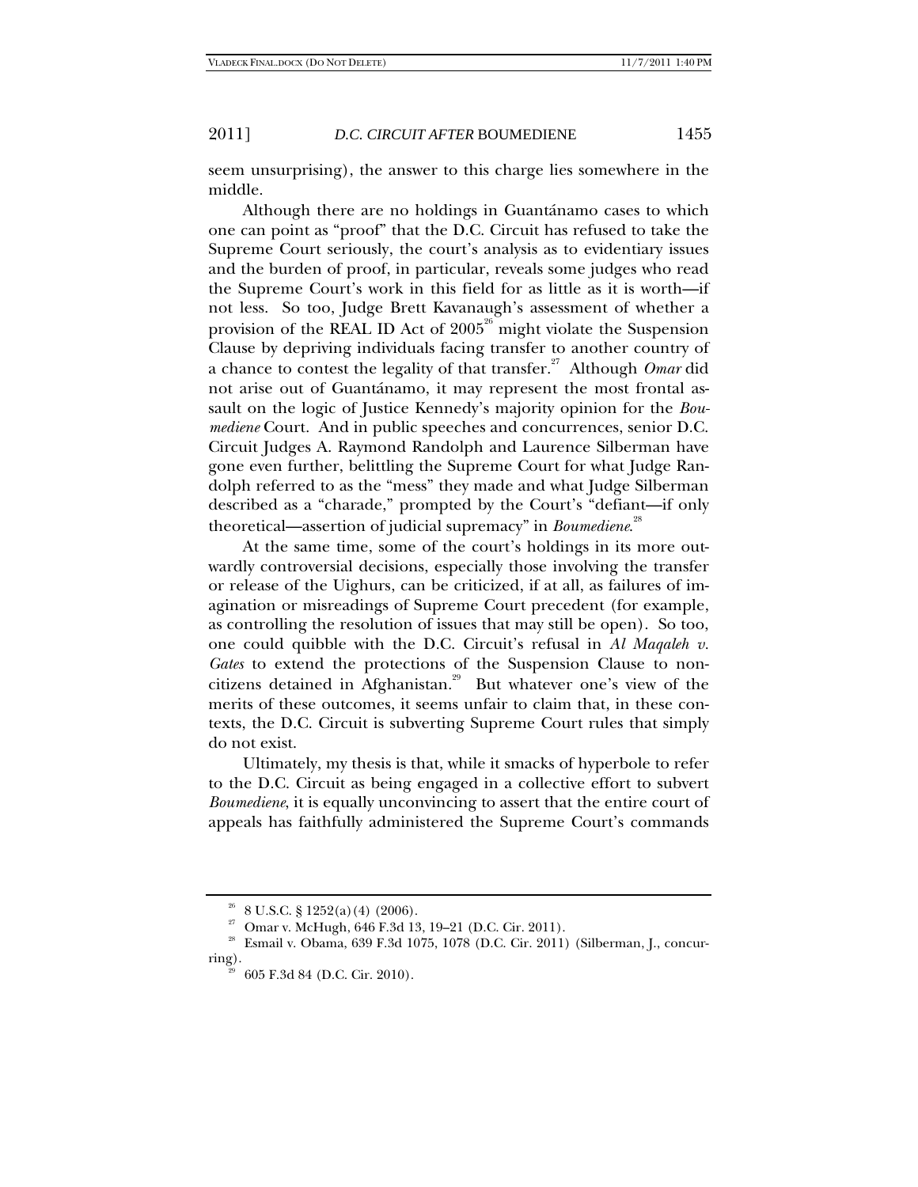seem unsurprising), the answer to this charge lies somewhere in the middle.

Although there are no holdings in Guantánamo cases to which one can point as "proof" that the D.C. Circuit has refused to take the Supreme Court seriously, the court's analysis as to evidentiary issues and the burden of proof, in particular, reveals some judges who read the Supreme Court's work in this field for as little as it is worth—if not less. So too, Judge Brett Kavanaugh's assessment of whether a provision of the REAL ID Act of 2005[26] might violate the Suspension Clause by depriving individuals facing transfer to another country of a chance to contest the legality of that transfer.[27] Although *Omar* did not arise out of Guantánamo, it may represent the most frontal assault on the logic of Justice Kennedy's majority opinion for the *Boumediene* Court. And in public speeches and concurrences, senior D.C. Circuit Judges A. Raymond Randolph and Laurence Silberman have gone even further, belittling the Supreme Court for what Judge Randolph referred to as the "mess" they made and what Judge Silberman described as a "charade," prompted by the Court's "defiant—if only theoretical—assertion of judicial supremacy" in *Boumediene*.[28]

At the same time, some of the court's holdings in its more outwardly controversial decisions, especially those involving the transfer or release of the Uighurs, can be criticized, if at all, as failures of imagination or misreadings of Supreme Court precedent (for example, as controlling the resolution of issues that may still be open). So too, one could quibble with the D.C. Circuit's refusal in *Al Maqaleh v. Gates* to extend the protections of the Suspension Clause to noncitizens detained in Afghanistan.[29] But whatever one's view of the merits of these outcomes, it seems unfair to claim that, in these contexts, the D.C. Circuit is subverting Supreme Court rules that simply do not exist.

Ultimately, my thesis is that, while it smacks of hyperbole to refer to the D.C. Circuit as being engaged in a collective effort to subvert *Boumediene*, it is equally unconvincing to assert that the entire court of appeals has faithfully administered the Supreme Court's commands

---

[26] 8 U.S.C. § 1252(a)(4) (2006).

[27] Omar v. McHugh, 646 F.3d 13, 19–21 (D.C. Cir. 2011).

[28] Esmail v. Obama, 639 F.3d 1075, 1078 (D.C. Cir. 2011) (Silberman, J., concurring).

[29] 605 F.3d 84 (D.C. Cir. 2010).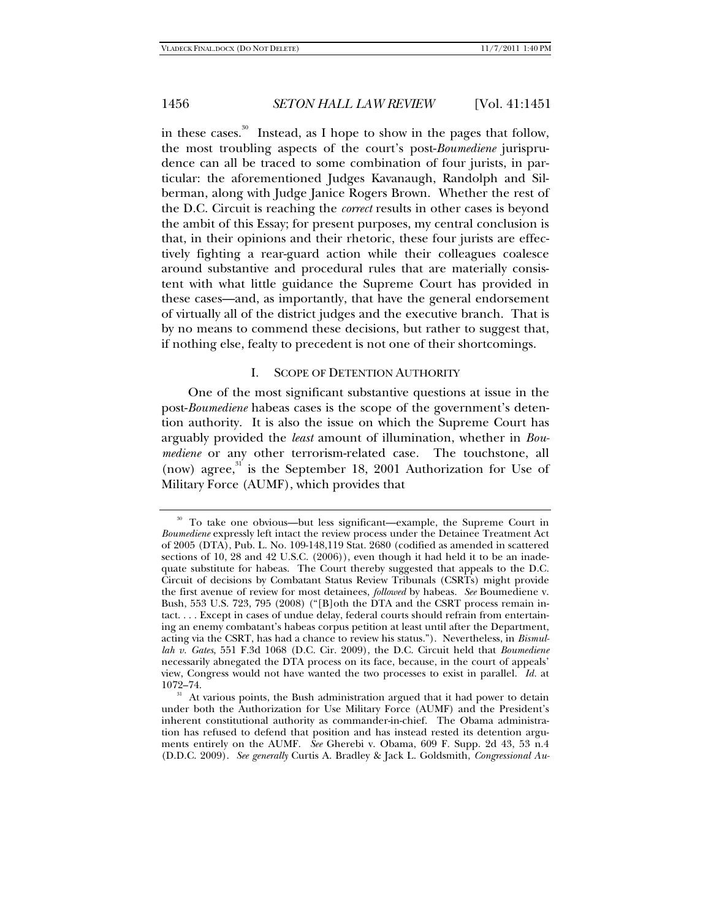in these cases.[30] Instead, as I hope to show in the pages that follow, the most troubling aspects of the court's post-*Boumediene* jurisprudence can all be traced to some combination of four jurists, in particular: the aforementioned Judges Kavanaugh, Randolph and Silberman, along with Judge Janice Rogers Brown. Whether the rest of the D.C. Circuit is reaching the *correct* results in other cases is beyond the ambit of this Essay; for present purposes, my central conclusion is that, in their opinions and their rhetoric, these four jurists are effectively fighting a rear-guard action while their colleagues coalesce around substantive and procedural rules that are materially consistent with what little guidance the Supreme Court has provided in these cases—and, as importantly, that have the general endorsement of virtually all of the district judges and the executive branch. That is by no means to commend these decisions, but rather to suggest that, if nothing else, fealty to precedent is not one of their shortcomings.

## I. Scope of Detention Authority

One of the most significant substantive questions at issue in the post-*Boumediene* habeas cases is the scope of the government's detention authority. It is also the issue on which the Supreme Court has arguably provided the *least* amount of illumination, whether in *Boumediene* or any other terrorism-related case. The touchstone, all (now) agree,[31] is the September 18, 2001 Authorization for Use of Military Force (AUMF), which provides that

---

[30] To take one obvious—but less significant—example, the Supreme Court in *Boumediene* expressly left intact the review process under the Detainee Treatment Act of 2005 (DTA), Pub. L. No. 109-148,119 Stat. 2680 (codified as amended in scattered sections of 10, 28 and 42 U.S.C. (2006)), even though it had held it to be an inadequate substitute for habeas. The Court thereby suggested that appeals to the D.C. Circuit of decisions by Combatant Status Review Tribunals (CSRTs) might provide the first avenue of review for most detainees, *followed* by habeas. *See* Boumediene v. Bush, 553 U.S. 723, 795 (2008) ("[B]oth the DTA and the CSRT process remain intact. . . . Except in cases of undue delay, federal courts should refrain from entertaining an enemy combatant's habeas corpus petition at least until after the Department, acting via the CSRT, has had a chance to review his status."). Nevertheless, in *Bismullah v. Gates*, 551 F.3d 1068 (D.C. Cir. 2009), the D.C. Circuit held that *Boumediene* necessarily abnegated the DTA process on its face, because, in the court of appeals' view, Congress would not have wanted the two processes to exist in parallel. *Id.* at 1072–74.

[31] At various points, the Bush administration argued that it had power to detain under both the Authorization for Use Military Force (AUMF) and the President's inherent constitutional authority as commander-in-chief. The Obama administration has refused to defend that position and has instead rested its detention arguments entirely on the AUMF. *See* Gherebi v. Obama, 609 F. Supp. 2d 43, 53 n.4 (D.D.C. 2009). *See generally* Curtis A. Bradley & Jack L. Goldsmith, *Congressional Au-*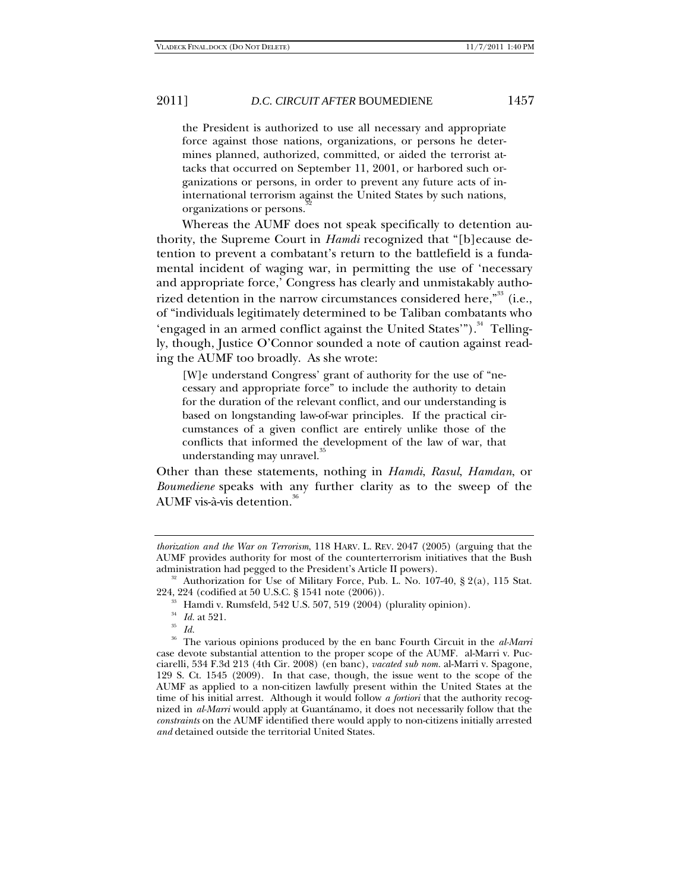> the President is authorized to use all necessary and appropriate force against those nations, organizations, or persons he determines planned, authorized, committed, or aided the terrorist attacks that occurred on September 11, 2001, or harbored such organizations or persons, in order to prevent any future acts of international terrorism against the United States by such nations, organizations or persons.[32]

Whereas the AUMF does not speak specifically to detention authority, the Supreme Court in *Hamdi* recognized that "[b]ecause detention to prevent a combatant's return to the battlefield is a fundamental incident of waging war, in permitting the use of 'necessary and appropriate force,' Congress has clearly and unmistakably authorized detention in the narrow circumstances considered here,"[33] (i.e., of "individuals legitimately determined to be Taliban combatants who 'engaged in an armed conflict against the United States'").[34] Tellingly, though, Justice O'Connor sounded a note of caution against reading the AUMF too broadly. As she wrote:

> [W]e understand Congress' grant of authority for the use of "necessary and appropriate force" to include the authority to detain for the duration of the relevant conflict, and our understanding is based on longstanding law-of-war principles. If the practical circumstances of a given conflict are entirely unlike those of the conflicts that informed the development of the law of war, that understanding may unravel.[35]

Other than these statements, nothing in *Hamdi*, *Rasul*, *Hamdan*, or *Boumediene* speaks with any further clarity as to the sweep of the AUMF vis-à-vis detention.[36]

---

*thorization and the War on Terrorism*, 118 HARV. L. REV. 2047 (2005) (arguing that the AUMF provides authority for most of the counterterrorism initiatives that the Bush administration had pegged to the President's Article II powers).

[32] Authorization for Use of Military Force, Pub. L. No. 107-40, § 2(a), 115 Stat. 224, 224 (codified at 50 U.S.C. § 1541 note (2006)).

[33] Hamdi v. Rumsfeld, 542 U.S. 507, 519 (2004) (plurality opinion).

[34] *Id.* at 521.

[35] *Id.*

[36] The various opinions produced by the en banc Fourth Circuit in the *al-Marri* case devote substantial attention to the proper scope of the AUMF. al-Marri v. Pucciarelli, 534 F.3d 213 (4th Cir. 2008) (en banc), *vacated sub nom.* al-Marri v. Spagone, 129 S. Ct. 1545 (2009). In that case, though, the issue went to the scope of the AUMF as applied to a non-citizen lawfully present within the United States at the time of his initial arrest. Although it would follow *a fortiori* that the authority recognized in *al-Marri* would apply at Guantánamo, it does not necessarily follow that the *constraints* on the AUMF identified there would apply to non-citizens initially arrested *and* detained outside the territorial United States.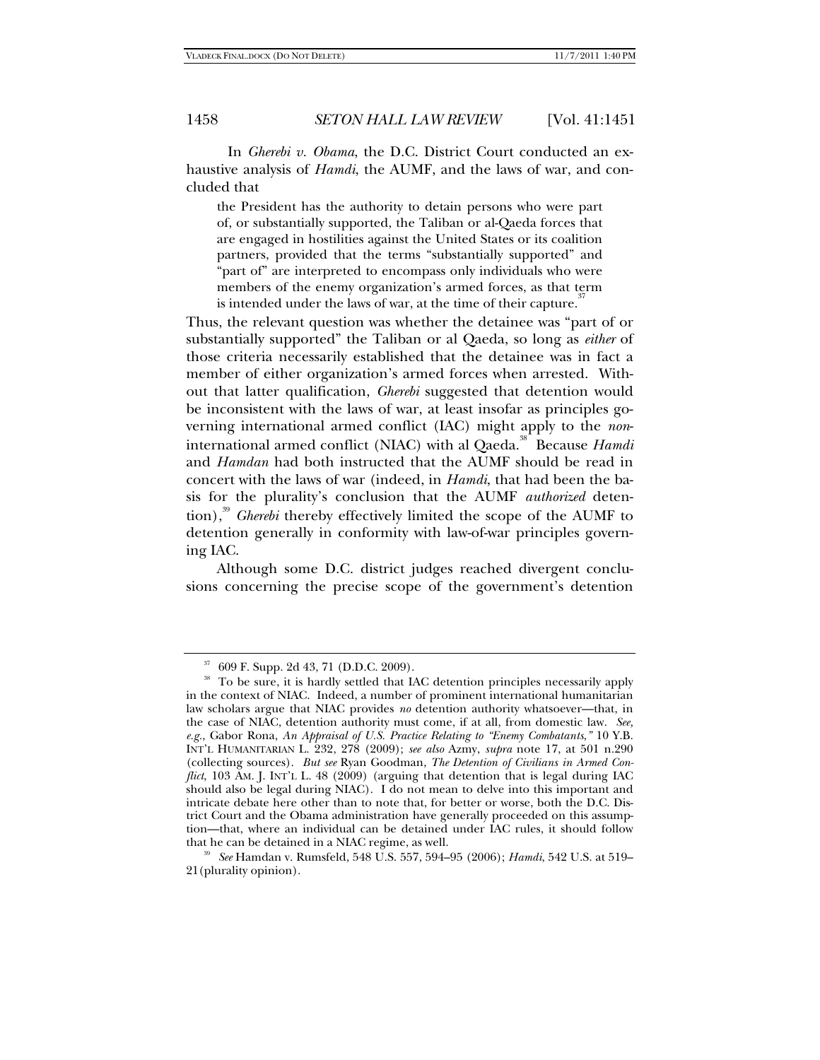In *Gherebi v. Obama*, the D.C. District Court conducted an exhaustive analysis of *Hamdi*, the AUMF, and the laws of war, and concluded that

> the President has the authority to detain persons who were part of, or substantially supported, the Taliban or al-Qaeda forces that are engaged in hostilities against the United States or its coalition partners, provided that the terms "substantially supported" and "part of" are interpreted to encompass only individuals who were members of the enemy organization's armed forces, as that term is intended under the laws of war, at the time of their capture.[37]

Thus, the relevant question was whether the detainee was "part of or substantially supported" the Taliban or al Qaeda, so long as *either* of those criteria necessarily established that the detainee was in fact a member of either organization's armed forces when arrested. Without that latter qualification, *Gherebi* suggested that detention would be inconsistent with the laws of war, at least insofar as principles governing international armed conflict (IAC) might apply to the *non*-international armed conflict (NIAC) with al Qaeda.[38] Because *Hamdi* and *Hamdan* had both instructed that the AUMF should be read in concert with the laws of war (indeed, in *Hamdi*, that had been the basis for the plurality's conclusion that the AUMF *authorized* detention),[39] *Gherebi* thereby effectively limited the scope of the AUMF to detention generally in conformity with law-of-war principles governing IAC.

Although some D.C. district judges reached divergent conclusions concerning the precise scope of the government's detention

---

[37] 609 F. Supp. 2d 43, 71 (D.D.C. 2009).

[38] To be sure, it is hardly settled that IAC detention principles necessarily apply in the context of NIAC. Indeed, a number of prominent international humanitarian law scholars argue that NIAC provides *no* detention authority whatsoever—that, in the case of NIAC, detention authority must come, if at all, from domestic law. *See, e.g.*, Gabor Rona, *An Appraisal of U.S. Practice Relating to "Enemy Combatants*,*"* 10 Y.B. INT'L HUMANITARIAN L. 232, 278 (2009); *see also* Azmy, *supra* note 17, at 501 n.290 (collecting sources). *But see* Ryan Goodman, *The Detention of Civilians in Armed Conflict*, 103 AM. J. INT'L L. 48 (2009) (arguing that detention that is legal during IAC should also be legal during NIAC). I do not mean to delve into this important and intricate debate here other than to note that, for better or worse, both the D.C. District Court and the Obama administration have generally proceeded on this assumption—that, where an individual can be detained under IAC rules, it should follow that he can be detained in a NIAC regime, as well.

[39] *See* Hamdan v. Rumsfeld, 548 U.S. 557, 594–95 (2006); *Hamdi*, 542 U.S. at 519–21 (plurality opinion).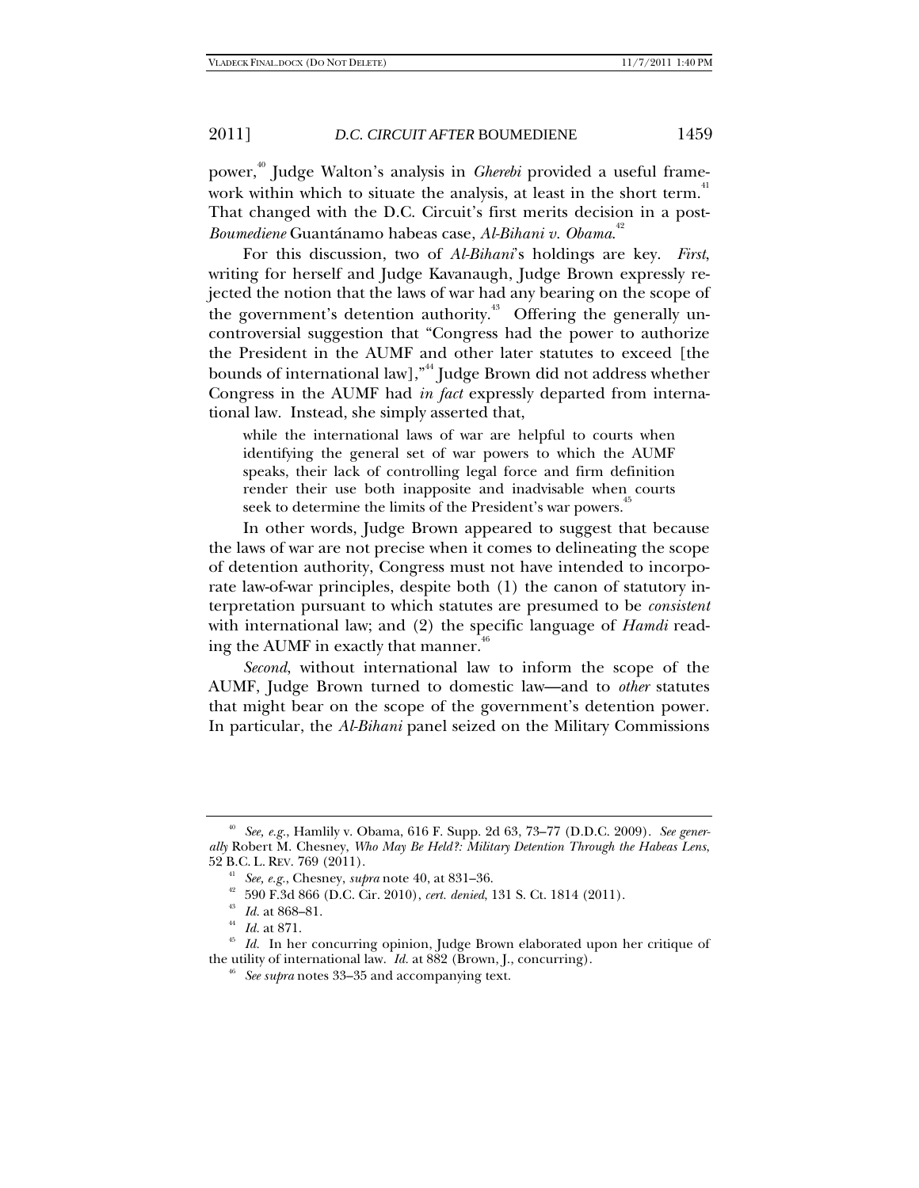power,[40] Judge Walton's analysis in *Gherebi* provided a useful framework within which to situate the analysis, at least in the short term.[41] That changed with the D.C. Circuit's first merits decision in a post-*Boumediene* Guantánamo habeas case, *Al-Bihani v. Obama*.[42]

For this discussion, two of *Al-Bihani*'s holdings are key. *First*, writing for herself and Judge Kavanaugh, Judge Brown expressly rejected the notion that the laws of war had any bearing on the scope of the government's detention authority.[43] Offering the generally uncontroversial suggestion that "Congress had the power to authorize the President in the AUMF and other later statutes to exceed [the bounds of international law],"[44] Judge Brown did not address whether Congress in the AUMF had *in fact* expressly departed from international law. Instead, she simply asserted that,

> while the international laws of war are helpful to courts when identifying the general set of war powers to which the AUMF speaks, their lack of controlling legal force and firm definition render their use both inapposite and inadvisable when courts seek to determine the limits of the President's war powers.[45]

In other words, Judge Brown appeared to suggest that because the laws of war are not precise when it comes to delineating the scope of detention authority, Congress must not have intended to incorporate law-of-war principles, despite both (1) the canon of statutory interpretation pursuant to which statutes are presumed to be *consistent* with international law; and (2) the specific language of *Hamdi* reading the AUMF in exactly that manner.[46]

*Second*, without international law to inform the scope of the AUMF, Judge Brown turned to domestic law—and to *other* statutes that might bear on the scope of the government's detention power. In particular, the *Al-Bihani* panel seized on the Military Commissions

---

[40] *See, e.g.*, Hamlily v. Obama, 616 F. Supp. 2d 63, 73–77 (D.D.C. 2009). *See generally* Robert M. Chesney, *Who May Be Held?: Military Detention Through the Habeas Lens*, 52 B.C. L. REV. 769 (2011).

[41] *See, e.g.*, Chesney, *supra* note 40, at 831–36.

[42] 590 F.3d 866 (D.C. Cir. 2010), *cert. denied*, 131 S. Ct. 1814 (2011).

[43] *Id.* at 868–81.

[44] *Id.* at 871.

[45] *Id.* In her concurring opinion, Judge Brown elaborated upon her critique of the utility of international law. *Id.* at 882 (Brown, J., concurring).

[46] *See supra* notes 33–35 and accompanying text.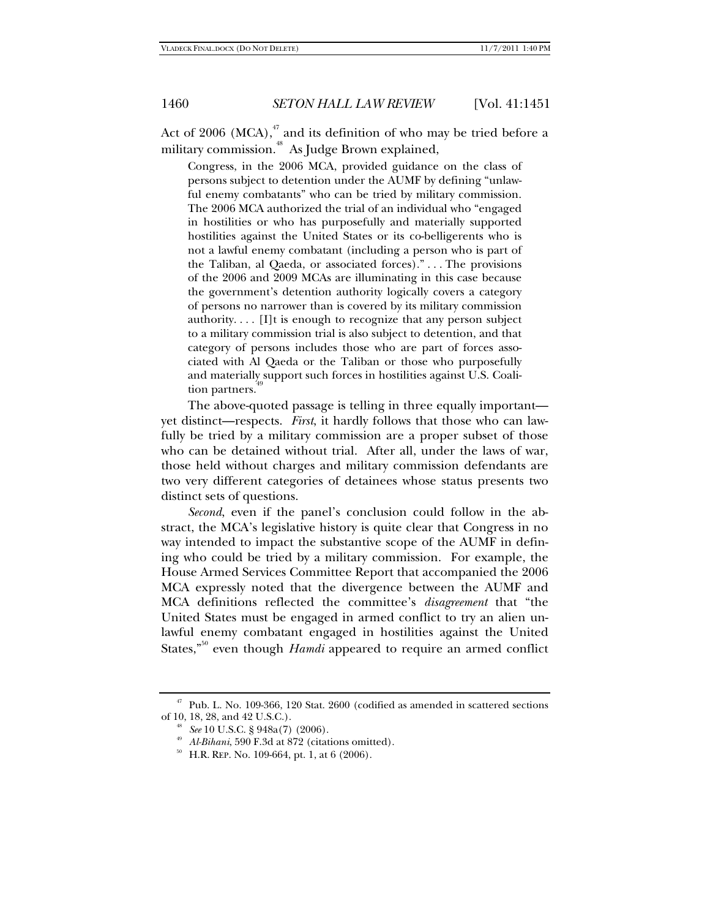Act of 2006 (MCA),[47] and its definition of who may be tried before a military commission.[48] As Judge Brown explained,

> Congress, in the 2006 MCA, provided guidance on the class of persons subject to detention under the AUMF by defining "unlawful enemy combatants" who can be tried by military commission. The 2006 MCA authorized the trial of an individual who "engaged in hostilities or who has purposefully and materially supported hostilities against the United States or its co-belligerents who is not a lawful enemy combatant (including a person who is part of the Taliban, al Qaeda, or associated forces)." . . . The provisions of the 2006 and 2009 MCAs are illuminating in this case because the government's detention authority logically covers a category of persons no narrower than is covered by its military commission authority. . . . [I]t is enough to recognize that any person subject to a military commission trial is also subject to detention, and that category of persons includes those who are part of forces associated with Al Qaeda or the Taliban or those who purposefully and materially support such forces in hostilities against U.S. Coalition partners.[49]

The above-quoted passage is telling in three equally important—yet distinct—respects. *First*, it hardly follows that those who can lawfully be tried by a military commission are a proper subset of those who can be detained without trial. After all, under the laws of war, those held without charges and military commission defendants are two very different categories of detainees whose status presents two distinct sets of questions.

*Second*, even if the panel's conclusion could follow in the abstract, the MCA's legislative history is quite clear that Congress in no way intended to impact the substantive scope of the AUMF in defining who could be tried by a military commission. For example, the House Armed Services Committee Report that accompanied the 2006 MCA expressly noted that the divergence between the AUMF and MCA definitions reflected the committee's *disagreement* that "the United States must be engaged in armed conflict to try an alien unlawful enemy combatant engaged in hostilities against the United States,"[50] even though *Hamdi* appeared to require an armed conflict

---

[47] Pub. L. No. 109-366, 120 Stat. 2600 (codified as amended in scattered sections of 10, 18, 28, and 42 U.S.C.).

[48] *See* 10 U.S.C. § 948a(7) (2006).

[49] *Al-Bihani*, 590 F.3d at 872 (citations omitted).

[50] H.R. REP. No. 109-664, pt. 1, at 6 (2006).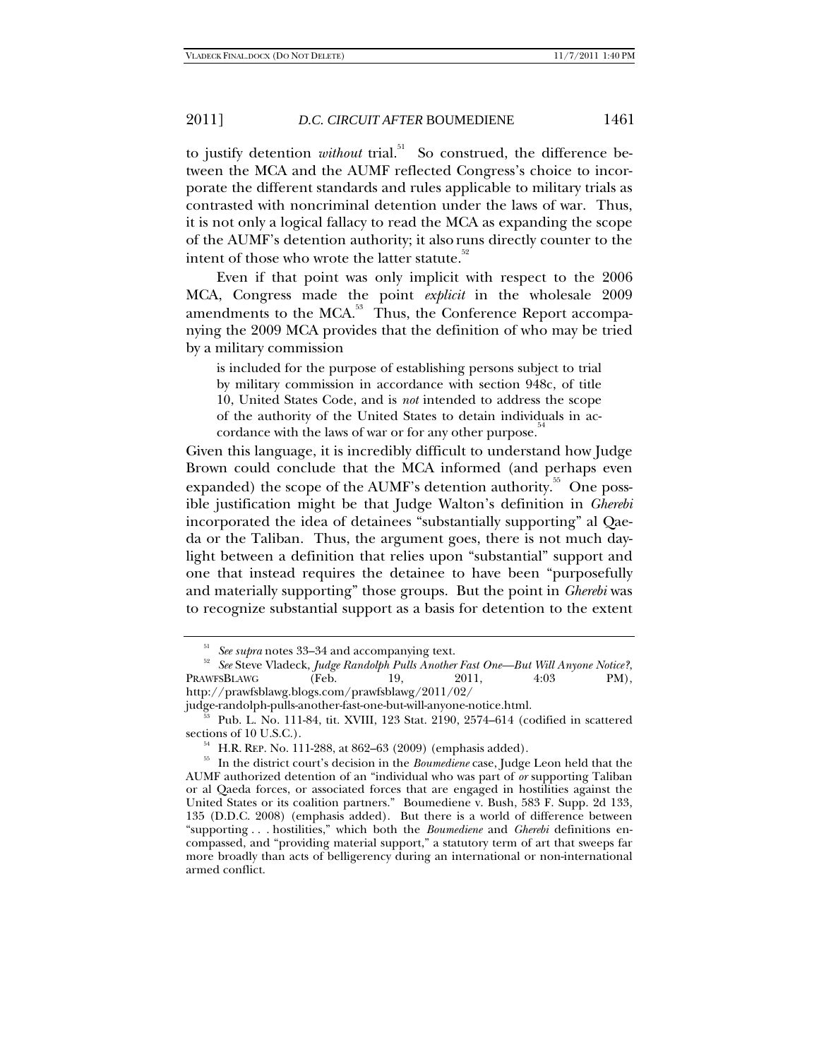to justify detention *without* trial.[51] So construed, the difference between the MCA and the AUMF reflected Congress's choice to incorporate the different standards and rules applicable to military trials as contrasted with noncriminal detention under the laws of war. Thus, it is not only a logical fallacy to read the MCA as expanding the scope of the AUMF's detention authority; it also runs directly counter to the intent of those who wrote the latter statute.[52]

Even if that point was only implicit with respect to the 2006 MCA, Congress made the point *explicit* in the wholesale 2009 amendments to the MCA.[53] Thus, the Conference Report accompanying the 2009 MCA provides that the definition of who may be tried by a military commission

> is included for the purpose of establishing persons subject to trial by military commission in accordance with section 948c, of title 10, United States Code, and is *not* intended to address the scope of the authority of the United States to detain individuals in accordance with the laws of war or for any other purpose.[54]

Given this language, it is incredibly difficult to understand how Judge Brown could conclude that the MCA informed (and perhaps even expanded) the scope of the AUMF's detention authority.[55] One possible justification might be that Judge Walton's definition in *Gherebi* incorporated the idea of detainees "substantially supporting" al Qaeda or the Taliban. Thus, the argument goes, there is not much daylight between a definition that relies upon "substantial" support and one that instead requires the detainee to have been "purposefully and materially supporting" those groups. But the point in *Gherebi* was to recognize substantial support as a basis for detention to the extent

---

[51] *See supra* notes 33–34 and accompanying text.

[52] *See* Steve Vladeck, *Judge Randolph Pulls Another Fast One—But Will Anyone Notice?*, PRAWFSBLAWG (Feb. 19, 2011, 4:03 PM), http://prawfsblawg.blogs.com/prawfsblawg/2011/02/judge-randolph-pulls-another-fast-one-but-will-anyone-notice.html.

[53] Pub. L. No. 111-84, tit. XVIII, 123 Stat. 2190, 2574–614 (codified in scattered sections of 10 U.S.C.).

[54] H.R. REP. No. 111-288, at 862–63 (2009) (emphasis added).

[55] In the district court's decision in the *Boumediene* case, Judge Leon held that the AUMF authorized detention of an "individual who was part of *or* supporting Taliban or al Qaeda forces, or associated forces that are engaged in hostilities against the United States or its coalition partners." Boumediene v. Bush, 583 F. Supp. 2d 133, 135 (D.D.C. 2008) (emphasis added). But there is a world of difference between "supporting . . . hostilities," which both the *Boumediene* and *Gherebi* definitions encompassed, and "providing material support," a statutory term of art that sweeps far more broadly than acts of belligerency during an international or non-international armed conflict.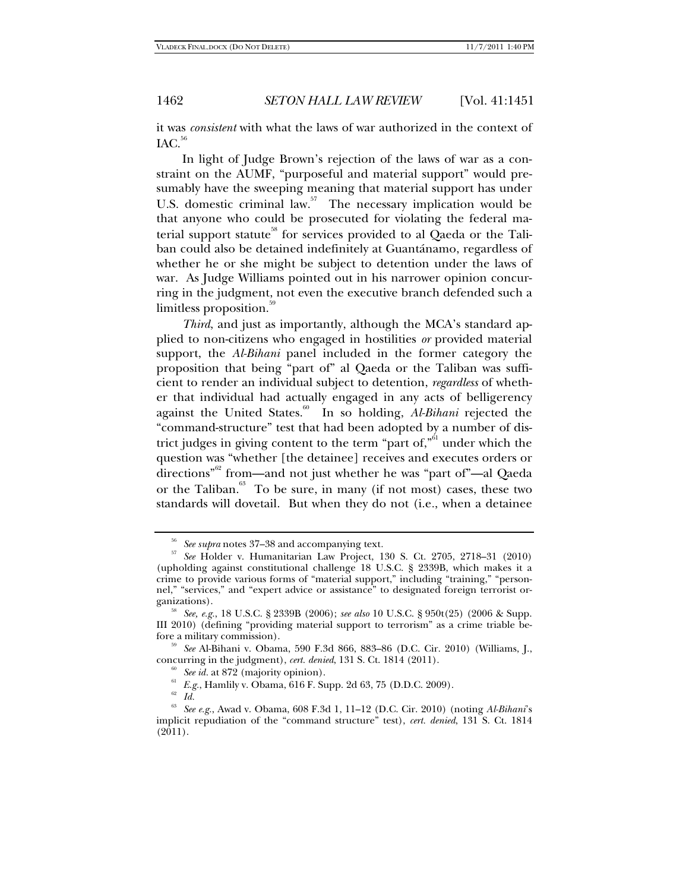it was *consistent* with what the laws of war authorized in the context of IAC.[56]

In light of Judge Brown's rejection of the laws of war as a constraint on the AUMF, "purposeful and material support" would presumably have the sweeping meaning that material support has under U.S. domestic criminal law.[57] The necessary implication would be that anyone who could be prosecuted for violating the federal material support statute[58] for services provided to al Qaeda or the Taliban could also be detained indefinitely at Guantánamo, regardless of whether he or she might be subject to detention under the laws of war. As Judge Williams pointed out in his narrower opinion concurring in the judgment, not even the executive branch defended such a limitless proposition.[59]

*Third*, and just as importantly, although the MCA's standard applied to non-citizens who engaged in hostilities *or* provided material support, the *Al-Bihani* panel included in the former category the proposition that being "part of" al Qaeda or the Taliban was sufficient to render an individual subject to detention, *regardless* of whether that individual had actually engaged in any acts of belligerency against the United States.[60] In so holding, *Al-Bihani* rejected the "command-structure" test that had been adopted by a number of district judges in giving content to the term "part of,"[61] under which the question was "whether [the detainee] receives and executes orders or directions"[62] from—and not just whether he was "part of"—al Qaeda or the Taliban.[63] To be sure, in many (if not most) cases, these two standards will dovetail. But when they do not (i.e., when a detainee

---

[56] *See supra* notes 37–38 and accompanying text.

[57] *See* Holder v. Humanitarian Law Project, 130 S. Ct. 2705, 2718–31 (2010) (upholding against constitutional challenge 18 U.S.C. § 2339B, which makes it a crime to provide various forms of "material support," including "training," "personnel," "services," and "expert advice or assistance" to designated foreign terrorist organizations).

[58] *See, e.g.*, 18 U.S.C. § 2339B (2006); *see also* 10 U.S.C. § 950t(25) (2006 & Supp. III 2010) (defining "providing material support to terrorism" as a crime triable before a military commission).

[59] *See* Al-Bihani v. Obama, 590 F.3d 866, 883–86 (D.C. Cir. 2010) (Williams, J., concurring in the judgment), *cert. denied*, 131 S. Ct. 1814 (2011).

[60] *See id.* at 872 (majority opinion).

[61] *E.g.*, Hamlily v. Obama, 616 F. Supp. 2d 63, 75 (D.D.C. 2009).

[62] *Id.*

[63] *See e.g.*, Awad v. Obama, 608 F.3d 1, 11–12 (D.C. Cir. 2010) (noting *Al-Bihani*'s implicit repudiation of the "command structure" test), *cert. denied*, 131 S. Ct. 1814 (2011).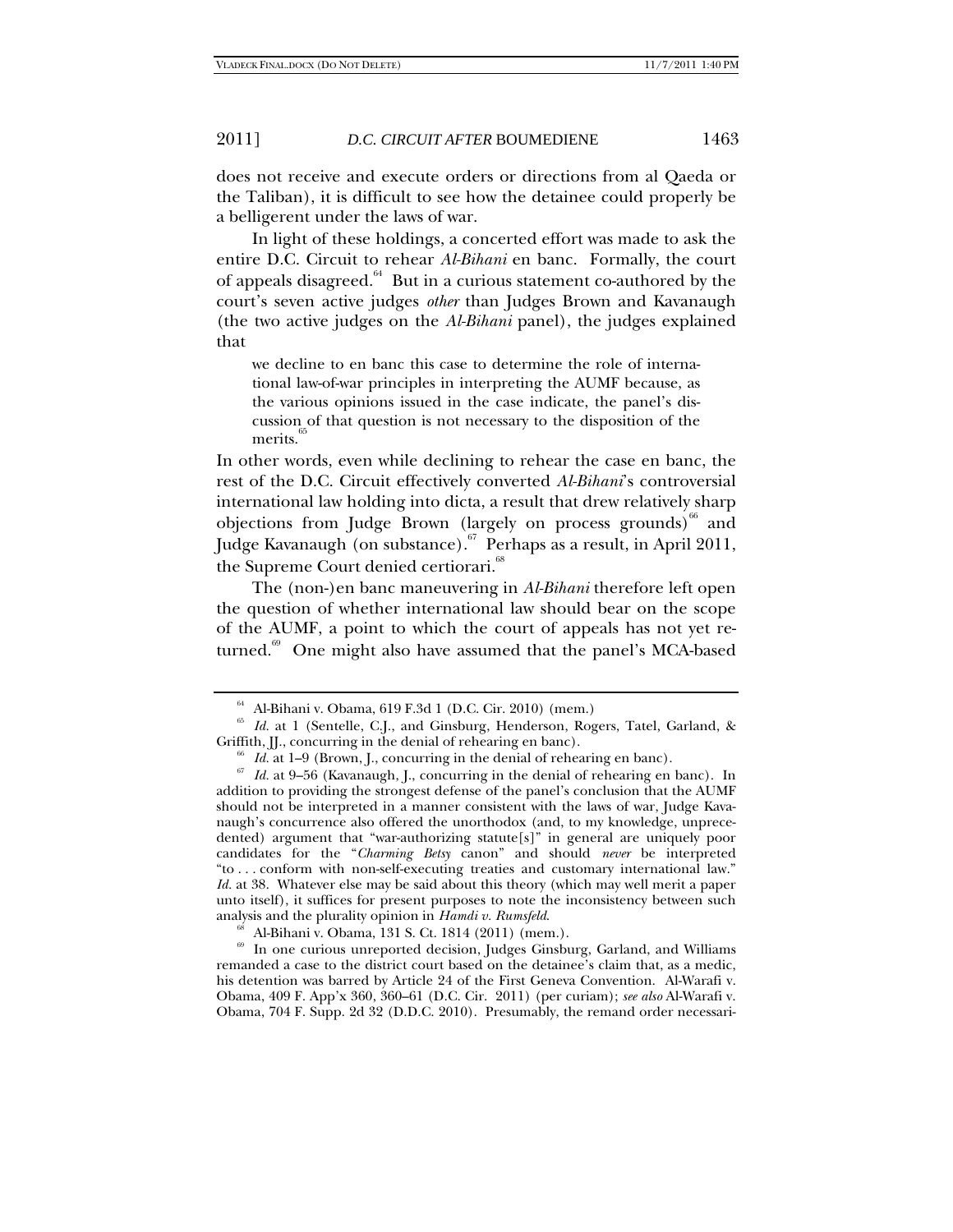does not receive and execute orders or directions from al Qaeda or the Taliban), it is difficult to see how the detainee could properly be a belligerent under the laws of war.

In light of these holdings, a concerted effort was made to ask the entire D.C. Circuit to rehear *Al-Bihani* en banc. Formally, the court of appeals disagreed.[64] But in a curious statement co-authored by the court's seven active judges *other* than Judges Brown and Kavanaugh (the two active judges on the *Al-Bihani* panel), the judges explained that

> we decline to en banc this case to determine the role of international law-of-war principles in interpreting the AUMF because, as the various opinions issued in the case indicate, the panel's discussion of that question is not necessary to the disposition of the merits.[65]

In other words, even while declining to rehear the case en banc, the rest of the D.C. Circuit effectively converted *Al-Bihani*'s controversial international law holding into dicta, a result that drew relatively sharp objections from Judge Brown (largely on process grounds)[66] and Judge Kavanaugh (on substance).[67] Perhaps as a result, in April 2011, the Supreme Court denied certiorari.[68]

The (non-)en banc maneuvering in *Al-Bihani* therefore left open the question of whether international law should bear on the scope of the AUMF, a point to which the court of appeals has not yet returned.[69] One might also have assumed that the panel's MCA-based

---

[64] Al-Bihani v. Obama, 619 F.3d 1 (D.C. Cir. 2010) (mem.)

[65] *Id.* at 1 (Sentelle, C.J., and Ginsburg, Henderson, Rogers, Tatel, Garland, & Griffith, JJ., concurring in the denial of rehearing en banc).

[66] *Id.* at 1–9 (Brown, J., concurring in the denial of rehearing en banc).

[67] *Id.* at 9–56 (Kavanaugh, J., concurring in the denial of rehearing en banc). In addition to providing the strongest defense of the panel's conclusion that the AUMF should not be interpreted in a manner consistent with the laws of war, Judge Kavanaugh's concurrence also offered the unorthodox (and, to my knowledge, unprecedented) argument that "war-authorizing statute[s]" in general are uniquely poor candidates for the "*Charming Betsy* canon" and should *never* be interpreted "to . . . conform with non-self-executing treaties and customary international law." *Id.* at 38. Whatever else may be said about this theory (which may well merit a paper unto itself), it suffices for present purposes to note the inconsistency between such analysis and the plurality opinion in *Hamdi v. Rumsfeld*.

[68] Al-Bihani v. Obama, 131 S. Ct. 1814 (2011) (mem.).

[69] In one curious unreported decision, Judges Ginsburg, Garland, and Williams remanded a case to the district court based on the detainee's claim that, as a medic, his detention was barred by Article 24 of the First Geneva Convention. Al-Warafi v. Obama, 409 F. App'x 360, 360–61 (D.C. Cir. 2011) (per curiam); *see also* Al-Warafi v. Obama, 704 F. Supp. 2d 32 (D.D.C. 2010). Presumably, the remand order necessari-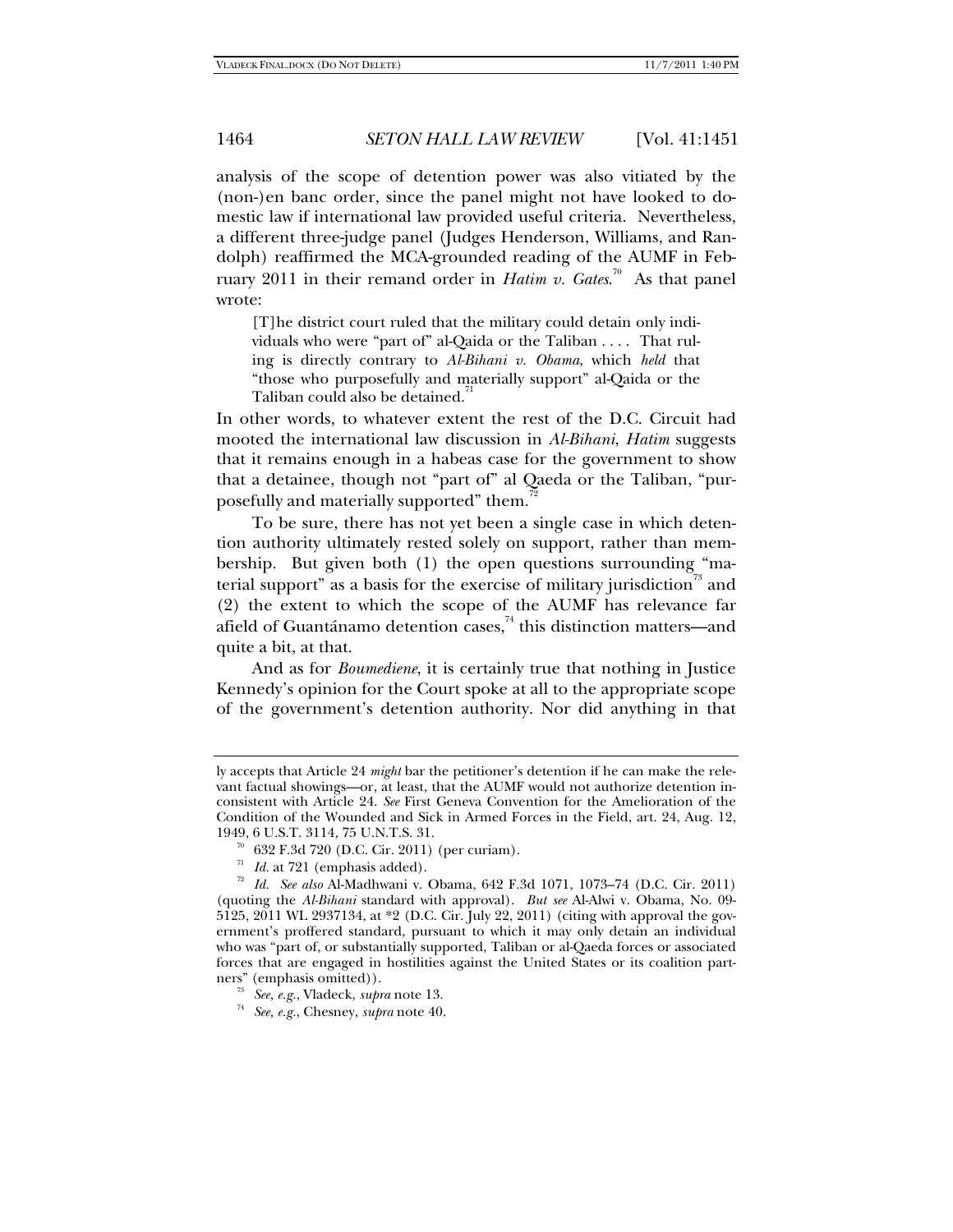analysis of the scope of detention power was also vitiated by the (non-)en banc order, since the panel might not have looked to domestic law if international law provided useful criteria. Nevertheless, a different three-judge panel (Judges Henderson, Williams, and Randolph) reaffirmed the MCA-grounded reading of the AUMF in February 2011 in their remand order in *Hatim v. Gates*.[70] As that panel wrote:

> [T]he district court ruled that the military could detain only individuals who were "part of" al-Qaida or the Taliban . . . . That ruling is directly contrary to *Al-Bihani v. Obama*, which *held* that "those who purposefully and materially support" al-Qaida or the Taliban could also be detained.[71]

In other words, to whatever extent the rest of the D.C. Circuit had mooted the international law discussion in *Al-Bihani*, *Hatim* suggests that it remains enough in a habeas case for the government to show that a detainee, though not "part of" al Qaeda or the Taliban, "purposefully and materially supported" them.[72]

To be sure, there has not yet been a single case in which detention authority ultimately rested solely on support, rather than membership. But given both (1) the open questions surrounding "material support" as a basis for the exercise of military jurisdiction[73] and (2) the extent to which the scope of the AUMF has relevance far afield of Guantánamo detention cases,[74] this distinction matters—and quite a bit, at that.

And as for *Boumediene*, it is certainly true that nothing in Justice Kennedy's opinion for the Court spoke at all to the appropriate scope of the government's detention authority. Nor did anything in that

---

ly accepts that Article 24 *might* bar the petitioner's detention if he can make the relevant factual showings—or, at least, that the AUMF would not authorize detention inconsistent with Article 24. *See* First Geneva Convention for the Amelioration of the Condition of the Wounded and Sick in Armed Forces in the Field, art. 24, Aug. 12, 1949, 6 U.S.T. 3114, 75 U.N.T.S. 31.

[70] 632 F.3d 720 (D.C. Cir. 2011) (per curiam).

[71] *Id.* at 721 (emphasis added).

[72] *Id.* *See also* Al-Madhwani v. Obama, 642 F.3d 1071, 1073–74 (D.C. Cir. 2011) (quoting the *Al-Bihani* standard with approval). *But see* Al-Alwi v. Obama, No. 09-5125, 2011 WL 2937134, at *2 (D.C. Cir. July 22, 2011) (citing with approval the government's proffered standard, pursuant to which it may only detain an individual who was "part of, or substantially supported, Taliban or al-Qaeda forces or associated forces that are engaged in hostilities against the United States or its coalition partners" (emphasis omitted)).

[73] *See, e.g.*, Vladeck, *supra* note 13.

[74] *See, e.g.*, Chesney, *supra* note 40.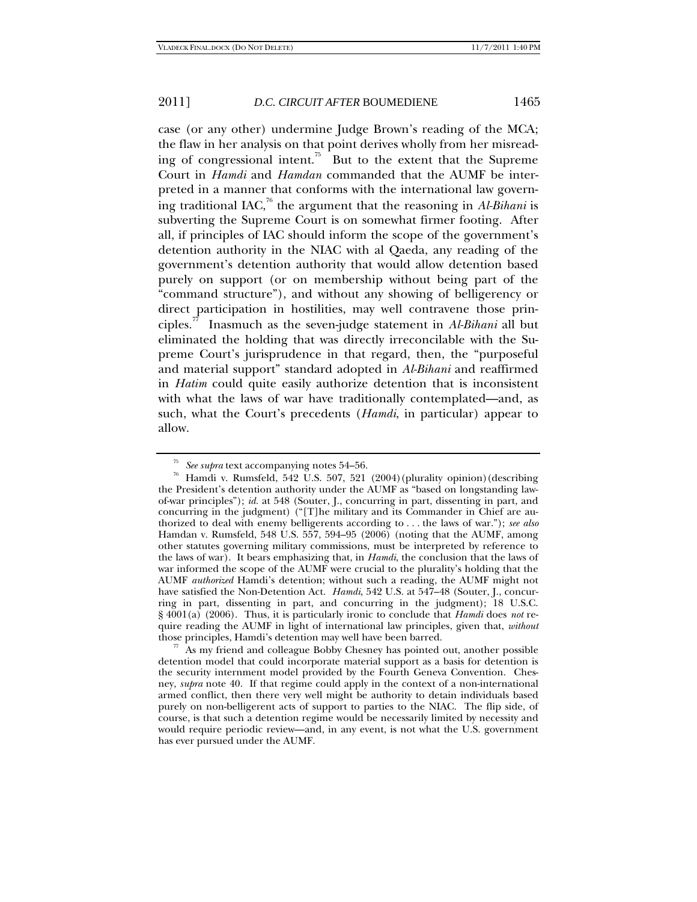case (or any other) undermine Judge Brown's reading of the MCA; the flaw in her analysis on that point derives wholly from her misreading of congressional intent.[75] But to the extent that the Supreme Court in *Hamdi* and *Hamdan* commanded that the AUMF be interpreted in a manner that conforms with the international law governing traditional IAC,[76] the argument that the reasoning in *Al-Bihani* is subverting the Supreme Court is on somewhat firmer footing. After all, if principles of IAC should inform the scope of the government's detention authority in the NIAC with al Qaeda, any reading of the government's detention authority that would allow detention based purely on support (or on membership without being part of the "command structure"), and without any showing of belligerency or direct participation in hostilities, may well contravene those principles.[77] Inasmuch as the seven-judge statement in *Al-Bihani* all but eliminated the holding that was directly irreconcilable with the Supreme Court's jurisprudence in that regard, then, the "purposeful and material support" standard adopted in *Al-Bihani* and reaffirmed in *Hatim* could quite easily authorize detention that is inconsistent with what the laws of war have traditionally contemplated—and, as such, what the Court's precedents (*Hamdi*, in particular) appear to allow.

---

[75] *See supra* text accompanying notes 54–56.

[76] Hamdi v. Rumsfeld, 542 U.S. 507, 521 (2004) (plurality opinion) (describing the President's detention authority under the AUMF as "based on longstanding law-of-war principles"); *id.* at 548 (Souter, J., concurring in part, dissenting in part, and concurring in the judgment) ("[T]he military and its Commander in Chief are authorized to deal with enemy belligerents according to . . . the laws of war."); *see also* Hamdan v. Rumsfeld, 548 U.S. 557, 594–95 (2006) (noting that the AUMF, among other statutes governing military commissions, must be interpreted by reference to the laws of war). It bears emphasizing that, in *Hamdi*, the conclusion that the laws of war informed the scope of the AUMF were crucial to the plurality's holding that the AUMF *authorized* Hamdi's detention; without such a reading, the AUMF might not have satisfied the Non-Detention Act. *Hamdi*, 542 U.S. at 547–48 (Souter, J., concurring in part, dissenting in part, and concurring in the judgment); 18 U.S.C. § 4001(a) (2006). Thus, it is particularly ironic to conclude that *Hamdi* does *not* require reading the AUMF in light of international law principles, given that, *without* those principles, Hamdi's detention may well have been barred.

[77] As my friend and colleague Bobby Chesney has pointed out, another possible detention model that could incorporate material support as a basis for detention is the security internment model provided by the Fourth Geneva Convention. Chesney, *supra* note 40. If that regime could apply in the context of a non-international armed conflict, then there very well might be authority to detain individuals based purely on non-belligerent acts of support to parties to the NIAC. The flip side, of course, is that such a detention regime would be necessarily limited by necessity and would require periodic review—and, in any event, is not what the U.S. government has ever pursued under the AUMF.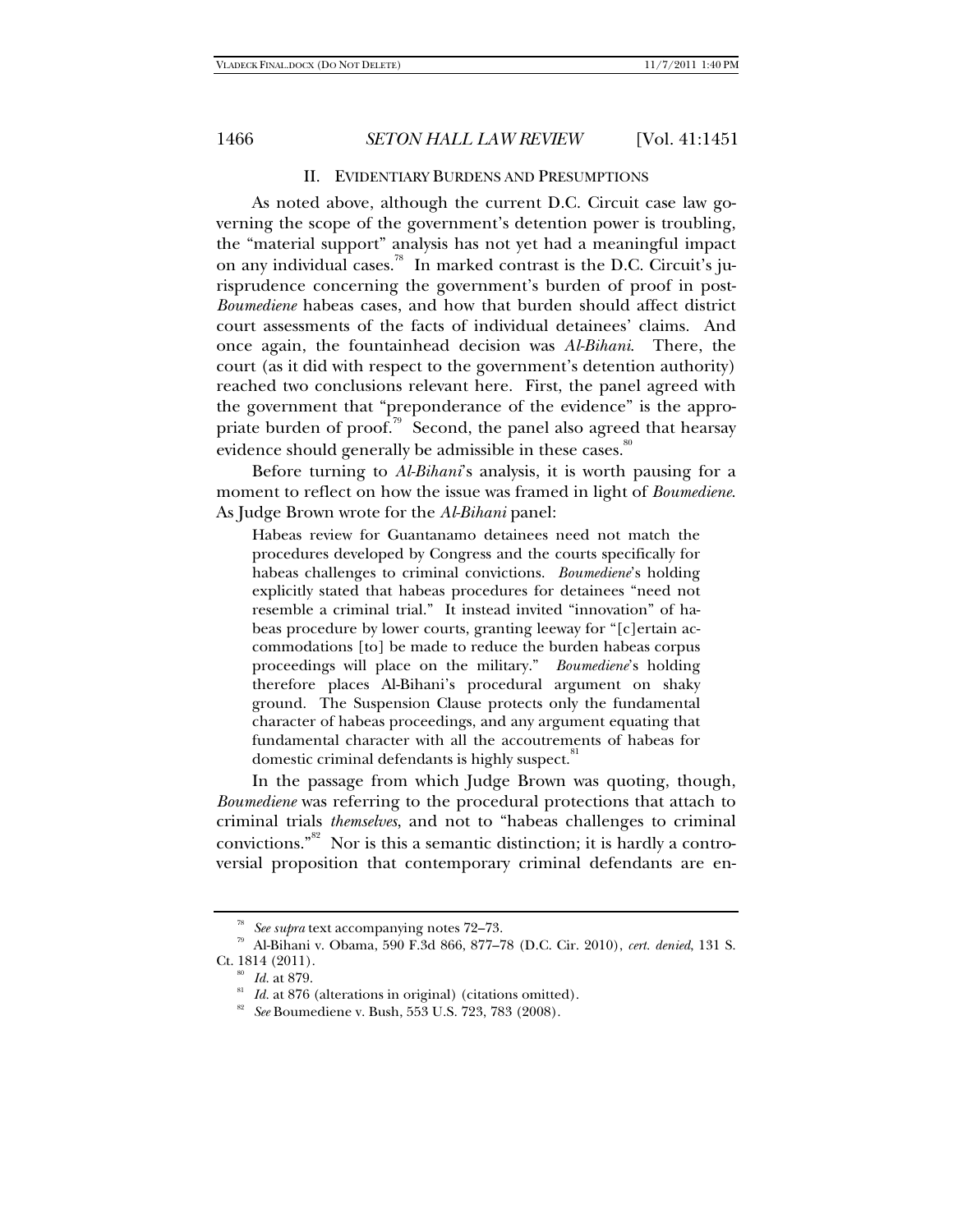## II. EVIDENTIARY BURDENS AND PRESUMPTIONS

As noted above, although the current D.C. Circuit case law governing the scope of the government's detention power is troubling, the "material support" analysis has not yet had a meaningful impact on any individual cases.[78] In marked contrast is the D.C. Circuit's jurisprudence concerning the government's burden of proof in post-*Boumediene* habeas cases, and how that burden should affect district court assessments of the facts of individual detainees' claims. And once again, the fountainhead decision was *Al-Bihani*. There, the court (as it did with respect to the government's detention authority) reached two conclusions relevant here. First, the panel agreed with the government that "preponderance of the evidence" is the appropriate burden of proof.[79] Second, the panel also agreed that hearsay evidence should generally be admissible in these cases.[80]

Before turning to *Al-Bihani*'s analysis, it is worth pausing for a moment to reflect on how the issue was framed in light of *Boumediene*. As Judge Brown wrote for the *Al-Bihani* panel:

> Habeas review for Guantanamo detainees need not match the procedures developed by Congress and the courts specifically for habeas challenges to criminal convictions. *Boumediene*'s holding explicitly stated that habeas procedures for detainees "need not resemble a criminal trial." It instead invited "innovation" of habeas procedure by lower courts, granting leeway for "[c]ertain accommodations [to] be made to reduce the burden habeas corpus proceedings will place on the military." *Boumediene*'s holding therefore places Al-Bihani's procedural argument on shaky ground. The Suspension Clause protects only the fundamental character of habeas proceedings, and any argument equating that fundamental character with all the accoutrements of habeas for domestic criminal defendants is highly suspect.[81]

In the passage from which Judge Brown was quoting, though, *Boumediene* was referring to the procedural protections that attach to criminal trials *themselves*, and not to "habeas challenges to criminal convictions."[82] Nor is this a semantic distinction; it is hardly a controversial proposition that contemporary criminal defendants are en-

---

[78] *See supra* text accompanying notes 72–73.

[79] Al-Bihani v. Obama, 590 F.3d 866, 877–78 (D.C. Cir. 2010), *cert. denied*, 131 S. Ct. 1814 (2011).

[80] *Id.* at 879.

[81] *Id.* at 876 (alterations in original) (citations omitted).

[82] *See* Boumediene v. Bush, 553 U.S. 723, 783 (2008).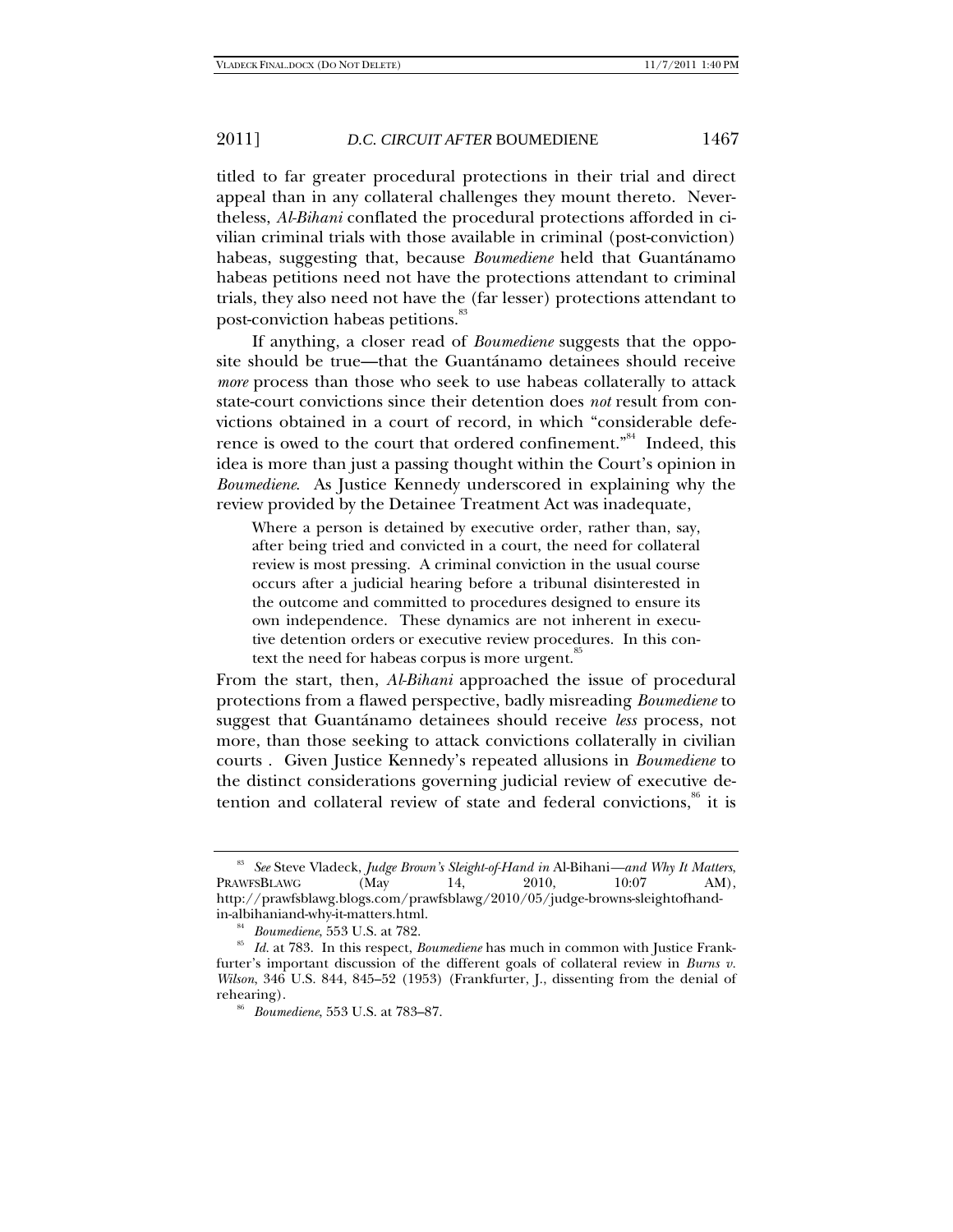titled to far greater procedural protections in their trial and direct appeal than in any collateral challenges they mount thereto. Nevertheless, *Al-Bihani* conflated the procedural protections afforded in civilian criminal trials with those available in criminal (post-conviction) habeas, suggesting that, because *Boumediene* held that Guantánamo habeas petitions need not have the protections attendant to criminal trials, they also need not have the (far lesser) protections attendant to post-conviction habeas petitions.[83]

If anything, a closer read of *Boumediene* suggests that the opposite should be true—that the Guantánamo detainees should receive *more* process than those who seek to use habeas collaterally to attack state-court convictions since their detention does *not* result from convictions obtained in a court of record, in which "considerable deference is owed to the court that ordered confinement."[84] Indeed, this idea is more than just a passing thought within the Court's opinion in *Boumediene*. As Justice Kennedy underscored in explaining why the review provided by the Detainee Treatment Act was inadequate,

> Where a person is detained by executive order, rather than, say, after being tried and convicted in a court, the need for collateral review is most pressing. A criminal conviction in the usual course occurs after a judicial hearing before a tribunal disinterested in the outcome and committed to procedures designed to ensure its own independence. These dynamics are not inherent in executive detention orders or executive review procedures. In this context the need for habeas corpus is more urgent.[85]

From the start, then, *Al-Bihani* approached the issue of procedural protections from a flawed perspective, badly misreading *Boumediene* to suggest that Guantánamo detainees should receive *less* process, not more, than those seeking to attack convictions collaterally in civilian courts . Given Justice Kennedy's repeated allusions in *Boumediene* to the distinct considerations governing judicial review of executive detention and collateral review of state and federal convictions,[86] it is

---

[83] *See* Steve Vladeck, *Judge Brown's Sleight-of-Hand in* Al-Bihani*—and Why It Matters*, PRAWFSBLAWG (May 14, 2010, 10:07 AM), http://prawfsblawg.blogs.com/prawfsblawg/2010/05/judge-browns-sleightofhand-in-albihaniand-why-it-matters.html.

[84] *Boumediene*, 553 U.S. at 782.

[85] *Id.* at 783. In this respect, *Boumediene* has much in common with Justice Frankfurter's important discussion of the different goals of collateral review in *Burns v. Wilson*, 346 U.S. 844, 845–52 (1953) (Frankfurter, J., dissenting from the denial of rehearing).

[86] *Boumediene*, 553 U.S. at 783–87.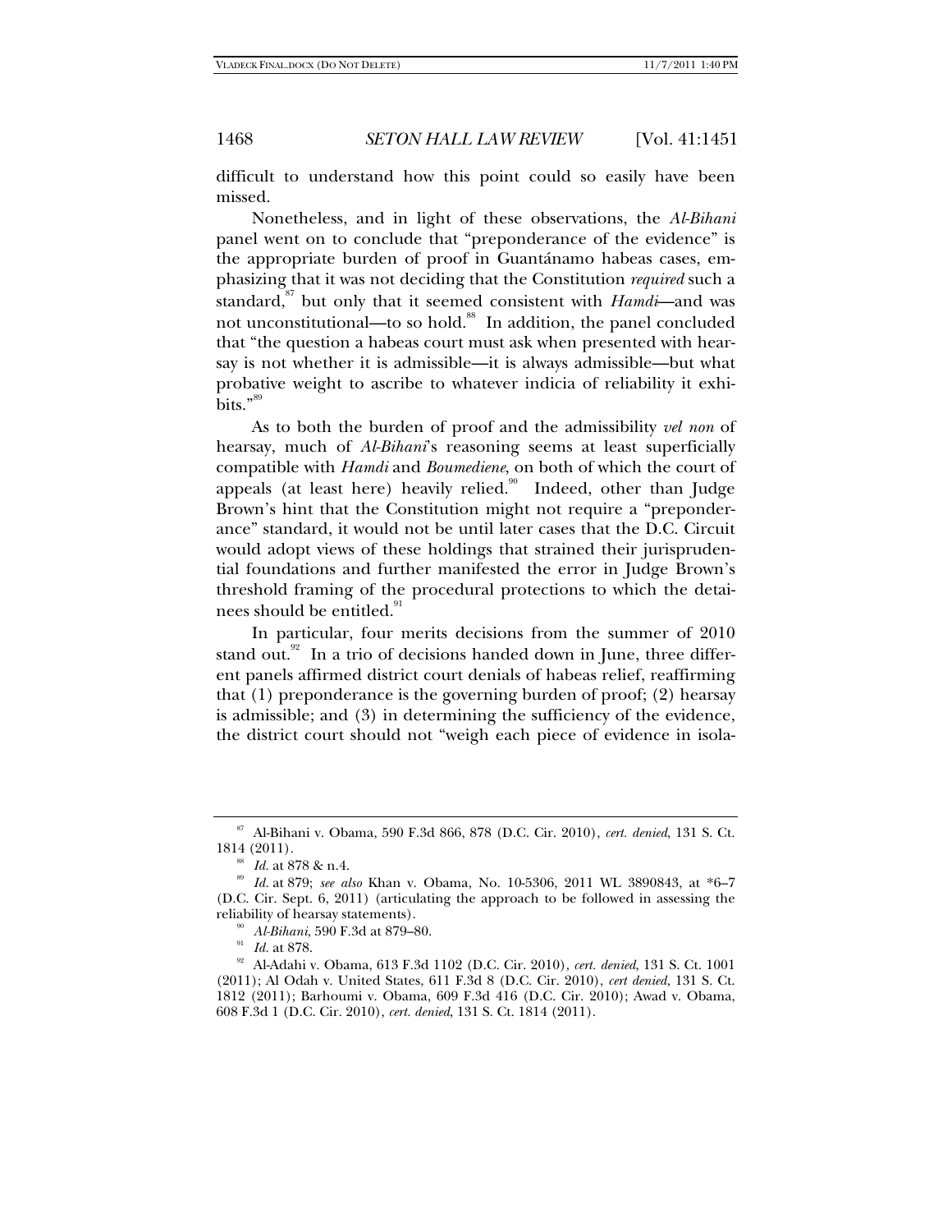difficult to understand how this point could so easily have been missed.

Nonetheless, and in light of these observations, the *Al-Bihani* panel went on to conclude that "preponderance of the evidence" is the appropriate burden of proof in Guantánamo habeas cases, emphasizing that it was not deciding that the Constitution *required* such a standard,[87] but only that it seemed consistent with *Hamdi*—and was not unconstitutional—to so hold.[88] In addition, the panel concluded that "the question a habeas court must ask when presented with hearsay is not whether it is admissible—it is always admissible—but what probative weight to ascribe to whatever indicia of reliability it exhibits."[89]

As to both the burden of proof and the admissibility *vel non* of hearsay, much of *Al-Bihani*'s reasoning seems at least superficially compatible with *Hamdi* and *Boumediene*, on both of which the court of appeals (at least here) heavily relied.[90] Indeed, other than Judge Brown's hint that the Constitution might not require a "preponderance" standard, it would not be until later cases that the D.C. Circuit would adopt views of these holdings that strained their jurisprudential foundations and further manifested the error in Judge Brown's threshold framing of the procedural protections to which the detainees should be entitled.[91]

In particular, four merits decisions from the summer of 2010 stand out.[92] In a trio of decisions handed down in June, three different panels affirmed district court denials of habeas relief, reaffirming that (1) preponderance is the governing burden of proof; (2) hearsay is admissible; and (3) in determining the sufficiency of the evidence, the district court should not "weigh each piece of evidence in isola-

---

[87] Al-Bihani v. Obama, 590 F.3d 866, 878 (D.C. Cir. 2010), *cert. denied*, 131 S. Ct. 1814 (2011).

[88] *Id.* at 878 & n.4.

[89] *Id.* at 879; *see also* Khan v. Obama, No. 10-5306, 2011 WL 3890843, at *6–7 (D.C. Cir. Sept. 6, 2011) (articulating the approach to be followed in assessing the reliability of hearsay statements).

[90] *Al-Bihani*, 590 F.3d at 879–80.

[91] *Id.* at 878.

[92] Al-Adahi v. Obama, 613 F.3d 1102 (D.C. Cir. 2010), *cert. denied*, 131 S. Ct. 1001 (2011); Al Odah v. United States, 611 F.3d 8 (D.C. Cir. 2010), *cert denied*, 131 S. Ct. 1812 (2011); Barhoumi v. Obama, 609 F.3d 416 (D.C. Cir. 2010); Awad v. Obama, 608 F.3d 1 (D.C. Cir. 2010), *cert. denied*, 131 S. Ct. 1814 (2011).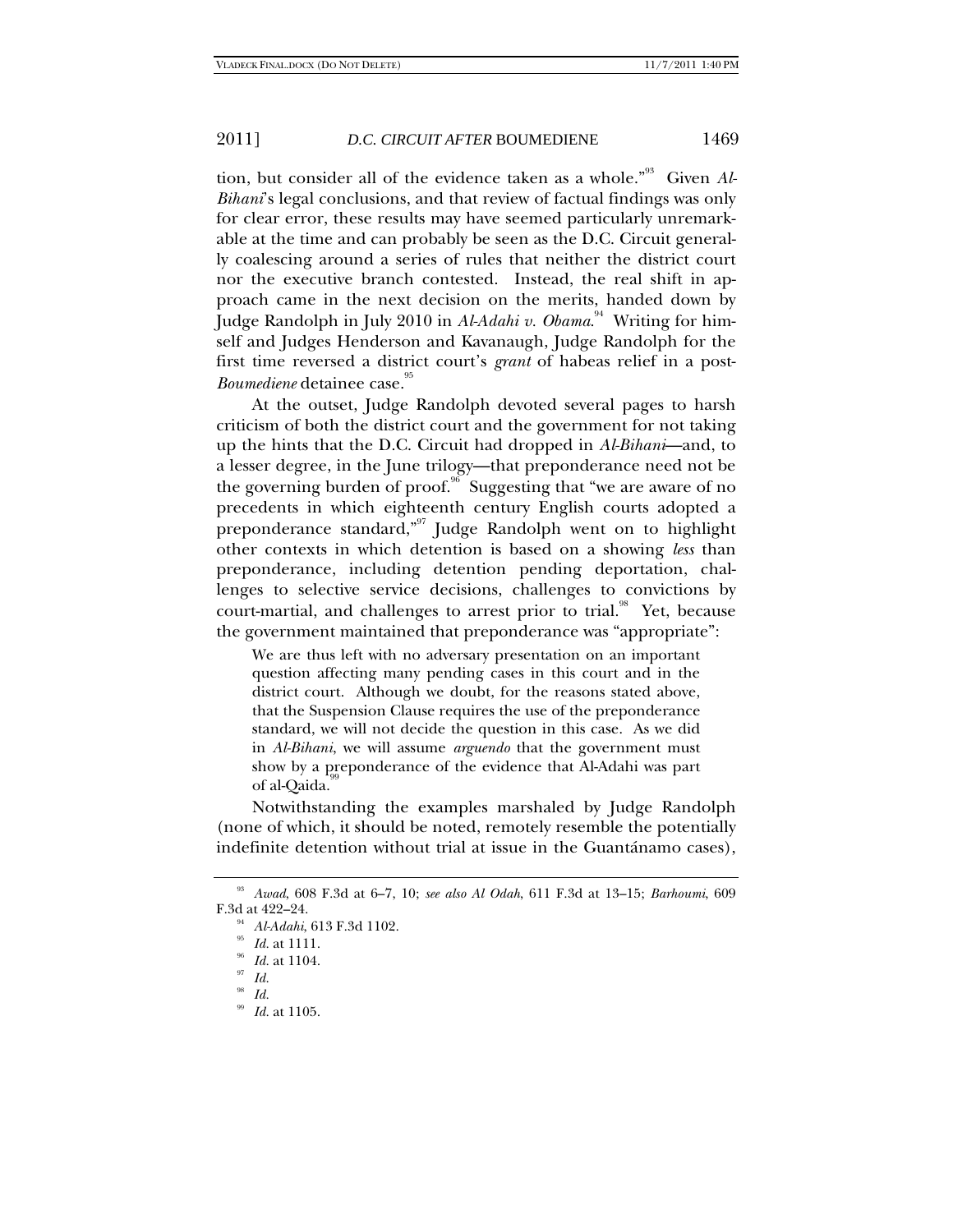tion, but consider all of the evidence taken as a whole."[93] Given *Al-Bihani*'s legal conclusions, and that review of factual findings was only for clear error, these results may have seemed particularly unremarkable at the time and can probably be seen as the D.C. Circuit generally coalescing around a series of rules that neither the district court nor the executive branch contested. Instead, the real shift in approach came in the next decision on the merits, handed down by Judge Randolph in July 2010 in *Al-Adahi v. Obama*.[94] Writing for himself and Judges Henderson and Kavanaugh, Judge Randolph for the first time reversed a district court's *grant* of habeas relief in a post-*Boumediene* detainee case.[95]

At the outset, Judge Randolph devoted several pages to harsh criticism of both the district court and the government for not taking up the hints that the D.C. Circuit had dropped in *Al-Bihani*—and, to a lesser degree, in the June trilogy—that preponderance need not be the governing burden of proof.[96] Suggesting that "we are aware of no precedents in which eighteenth century English courts adopted a preponderance standard,"[97] Judge Randolph went on to highlight other contexts in which detention is based on a showing *less* than preponderance, including detention pending deportation, challenges to selective service decisions, challenges to convictions by court-martial, and challenges to arrest prior to trial.[98] Yet, because the government maintained that preponderance was "appropriate":

> We are thus left with no adversary presentation on an important question affecting many pending cases in this court and in the district court. Although we doubt, for the reasons stated above, that the Suspension Clause requires the use of the preponderance standard, we will not decide the question in this case. As we did in *Al-Bihani*, we will assume *arguendo* that the government must show by a preponderance of the evidence that Al-Adahi was part of al-Qaida.[99]

Notwithstanding the examples marshaled by Judge Randolph (none of which, it should be noted, remotely resemble the potentially indefinite detention without trial at issue in the Guantánamo cases),

---

[93] *Awad*, 608 F.3d at 6–7, 10; *see also Al Odah*, 611 F.3d at 13–15; *Barhoumi*, 609 F.3d at 422–24.

[94] *Al-Adahi*, 613 F.3d 1102.

[95] *Id.* at 1111.

[96] *Id.* at 1104.

[97] *Id.*

[98] *Id.*

[99] *Id.* at 1105.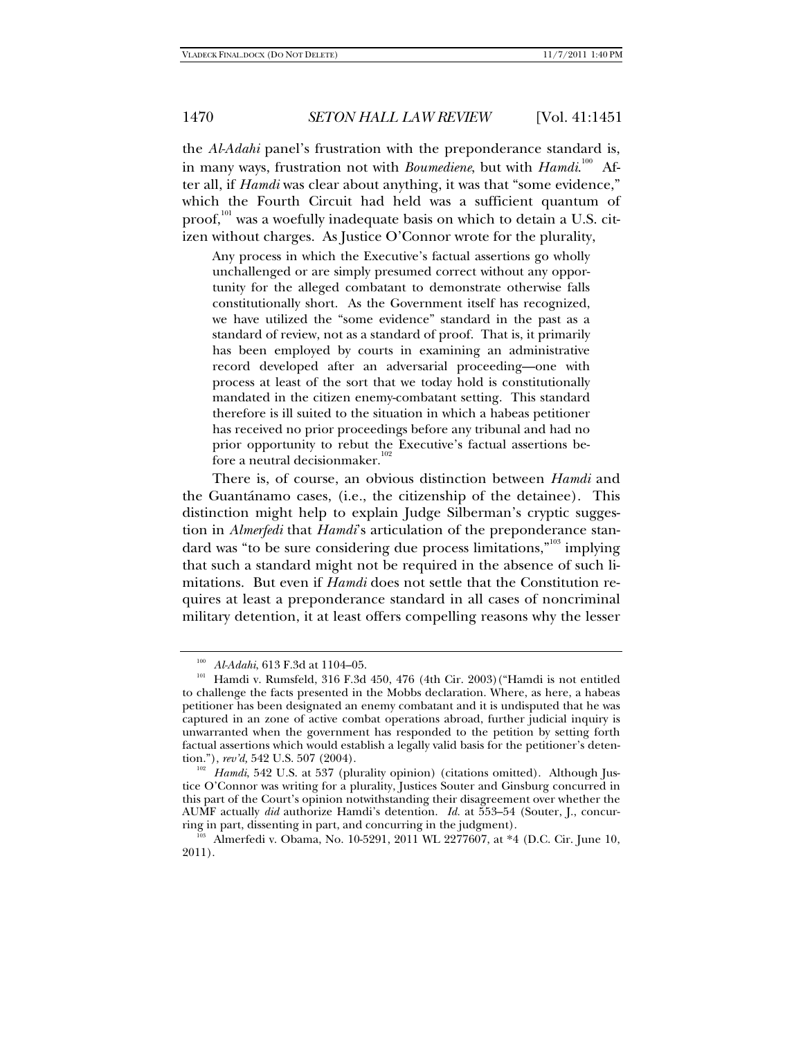the *Al-Adahi* panel's frustration with the preponderance standard is, in many ways, frustration not with *Boumediene*, but with *Hamdi*.[100] After all, if *Hamdi* was clear about anything, it was that "some evidence," which the Fourth Circuit had held was a sufficient quantum of proof,[101] was a woefully inadequate basis on which to detain a U.S. citizen without charges. As Justice O'Connor wrote for the plurality,

> Any process in which the Executive's factual assertions go wholly unchallenged or are simply presumed correct without any opportunity for the alleged combatant to demonstrate otherwise falls constitutionally short. As the Government itself has recognized, we have utilized the "some evidence" standard in the past as a standard of review, not as a standard of proof. That is, it primarily has been employed by courts in examining an administrative record developed after an adversarial proceeding—one with process at least of the sort that we today hold is constitutionally mandated in the citizen enemy-combatant setting. This standard therefore is ill suited to the situation in which a habeas petitioner has received no prior proceedings before any tribunal and had no prior opportunity to rebut the Executive's factual assertions before a neutral decisionmaker.[102]

There is, of course, an obvious distinction between *Hamdi* and the Guantánamo cases, (i.e., the citizenship of the detainee). This distinction might help to explain Judge Silberman's cryptic suggestion in *Almerfedi* that *Hamdi*'s articulation of the preponderance standard was "to be sure considering due process limitations,"[103] implying that such a standard might not be required in the absence of such limitations. But even if *Hamdi* does not settle that the Constitution requires at least a preponderance standard in all cases of noncriminal military detention, it at least offers compelling reasons why the lesser

---

[100] *Al-Adahi*, 613 F.3d at 1104–05.

[101] Hamdi v. Rumsfeld, 316 F.3d 450, 476 (4th Cir. 2003) ("Hamdi is not entitled to challenge the facts presented in the Mobbs declaration. Where, as here, a habeas petitioner has been designated an enemy combatant and it is undisputed that he was captured in an zone of active combat operations abroad, further judicial inquiry is unwarranted when the government has responded to the petition by setting forth factual assertions which would establish a legally valid basis for the petitioner's detention."), *rev'd*, 542 U.S. 507 (2004).

[102] *Hamdi*, 542 U.S. at 537 (plurality opinion) (citations omitted). Although Justice O'Connor was writing for a plurality, Justices Souter and Ginsburg concurred in this part of the Court's opinion notwithstanding their disagreement over whether the AUMF actually *did* authorize Hamdi's detention. *Id.* at 553–54 (Souter, J., concurring in part, dissenting in part, and concurring in the judgment).

[103] Almerfedi v. Obama, No. 10-5291, 2011 WL 2277607, at *4 (D.C. Cir. June 10, 2011).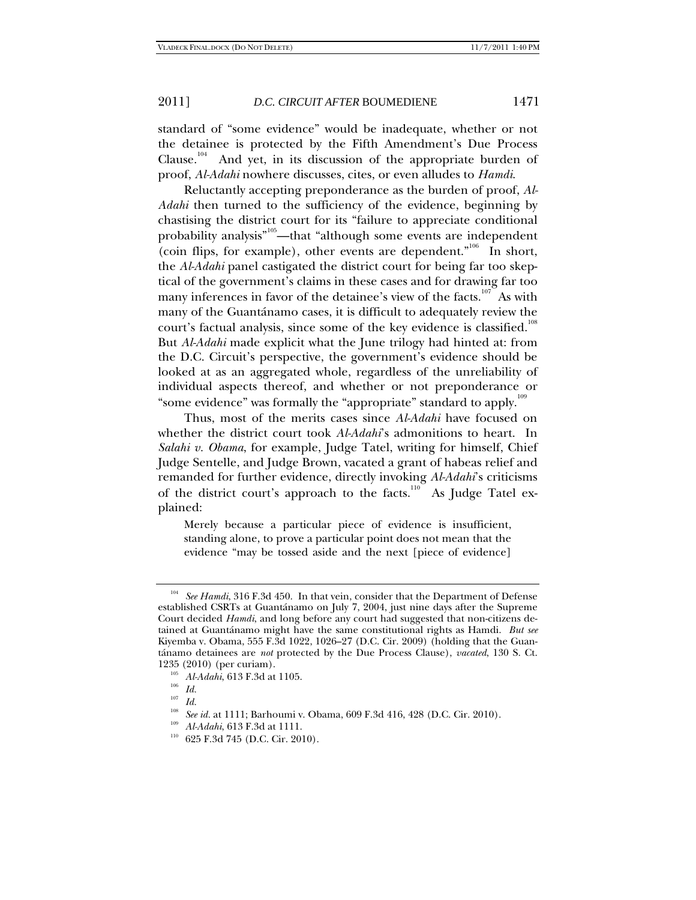standard of "some evidence" would be inadequate, whether or not the detainee is protected by the Fifth Amendment's Due Process Clause.[104] And yet, in its discussion of the appropriate burden of proof, *Al-Adahi* nowhere discusses, cites, or even alludes to *Hamdi*.

Reluctantly accepting preponderance as the burden of proof, *Al-Adahi* then turned to the sufficiency of the evidence, beginning by chastising the district court for its "failure to appreciate conditional probability analysis"[105]—that "although some events are independent (coin flips, for example), other events are dependent."[106] In short, the *Al-Adahi* panel castigated the district court for being far too skeptical of the government's claims in these cases and for drawing far too many inferences in favor of the detainee's view of the facts.[107] As with many of the Guantánamo cases, it is difficult to adequately review the court's factual analysis, since some of the key evidence is classified.[108] But *Al-Adahi* made explicit what the June trilogy had hinted at: from the D.C. Circuit's perspective, the government's evidence should be looked at as an aggregated whole, regardless of the unreliability of individual aspects thereof, and whether or not preponderance or "some evidence" was formally the "appropriate" standard to apply.[109]

Thus, most of the merits cases since *Al-Adahi* have focused on whether the district court took *Al-Adahi*'s admonitions to heart. In *Salahi v. Obama*, for example, Judge Tatel, writing for himself, Chief Judge Sentelle, and Judge Brown, vacated a grant of habeas relief and remanded for further evidence, directly invoking *Al-Adahi*'s criticisms of the district court's approach to the facts.[110] As Judge Tatel explained:

> Merely because a particular piece of evidence is insufficient, standing alone, to prove a particular point does not mean that the evidence "may be tossed aside and the next [piece of evidence]

---

[104] *See Hamdi*, 316 F.3d 450. In that vein, consider that the Department of Defense established CSRTs at Guantánamo on July 7, 2004, just nine days after the Supreme Court decided *Hamdi*, and long before any court had suggested that non-citizens detained at Guantánamo might have the same constitutional rights as Hamdi. *But see* Kiyemba v. Obama, 555 F.3d 1022, 1026–27 (D.C. Cir. 2009) (holding that the Guantánamo detainees are *not* protected by the Due Process Clause), *vacated*, 130 S. Ct. 1235 (2010) (per curiam).

[105] *Al-Adahi*, 613 F.3d at 1105.

[106] *Id.*

[107] *Id.*

[108] *See id.* at 1111; Barhoumi v. Obama, 609 F.3d 416, 428 (D.C. Cir. 2010).

[109] *Al-Adahi*, 613 F.3d at 1111.

[110] 625 F.3d 745 (D.C. Cir. 2010).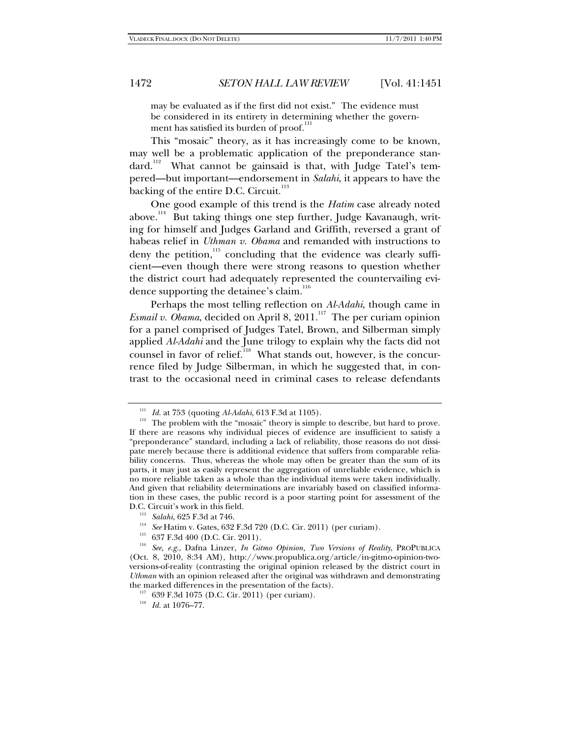may be evaluated as if the first did not exist." The evidence must be considered in its entirety in determining whether the government has satisfied its burden of proof.[111]

This "mosaic" theory, as it has increasingly come to be known, may well be a problematic application of the preponderance standard.[112] What cannot be gainsaid is that, with Judge Tatel's tempered—but important—endorsement in *Salahi*, it appears to have the backing of the entire D.C. Circuit.[113]

One good example of this trend is the *Hatim* case already noted above.[114] But taking things one step further, Judge Kavanaugh, writing for himself and Judges Garland and Griffith, reversed a grant of habeas relief in *Uthman v. Obama* and remanded with instructions to deny the petition,[115] concluding that the evidence was clearly sufficient—even though there were strong reasons to question whether the district court had adequately represented the countervailing evidence supporting the detainee's claim.[116]

Perhaps the most telling reflection on *Al-Adahi*, though came in *Esmail v. Obama*, decided on April 8, 2011.[117] The per curiam opinion for a panel comprised of Judges Tatel, Brown, and Silberman simply applied *Al-Adahi* and the June trilogy to explain why the facts did not counsel in favor of relief.[118] What stands out, however, is the concurrence filed by Judge Silberman, in which he suggested that, in contrast to the occasional need in criminal cases to release defendants

---

[111] *Id.* at 753 (quoting *Al-Adahi*, 613 F.3d at 1105).

[112] The problem with the "mosaic" theory is simple to describe, but hard to prove. If there are reasons why individual pieces of evidence are insufficient to satisfy a "preponderance" standard, including a lack of reliability, those reasons do not dissipate merely because there is additional evidence that suffers from comparable reliability concerns. Thus, whereas the whole may often be greater than the sum of its parts, it may just as easily represent the aggregation of unreliable evidence, which is no more reliable taken as a whole than the individual items were taken individually. And given that reliability determinations are invariably based on classified information in these cases, the public record is a poor starting point for assessment of the D.C. Circuit's work in this field.

[113] *Salahi*, 625 F.3d at 746.

[114] *See* Hatim v. Gates, 632 F.3d 720 (D.C. Cir. 2011) (per curiam).

[115] 637 F.3d 400 (D.C. Cir. 2011).

[116] *See, e.g.*, Dafna Linzer, *In Gitmo Opinion, Two Versions of Reality*, PROPUBLICA (Oct. 8, 2010, 8:34 AM), http://www.propublica.org/article/in-gitmo-opinion-two-versions-of-reality (contrasting the original opinion released by the district court in *Uthman* with an opinion released after the original was withdrawn and demonstrating the marked differences in the presentation of the facts).

[117] 639 F.3d 1075 (D.C. Cir. 2011) (per curiam).

[118] *Id.* at 1076–77.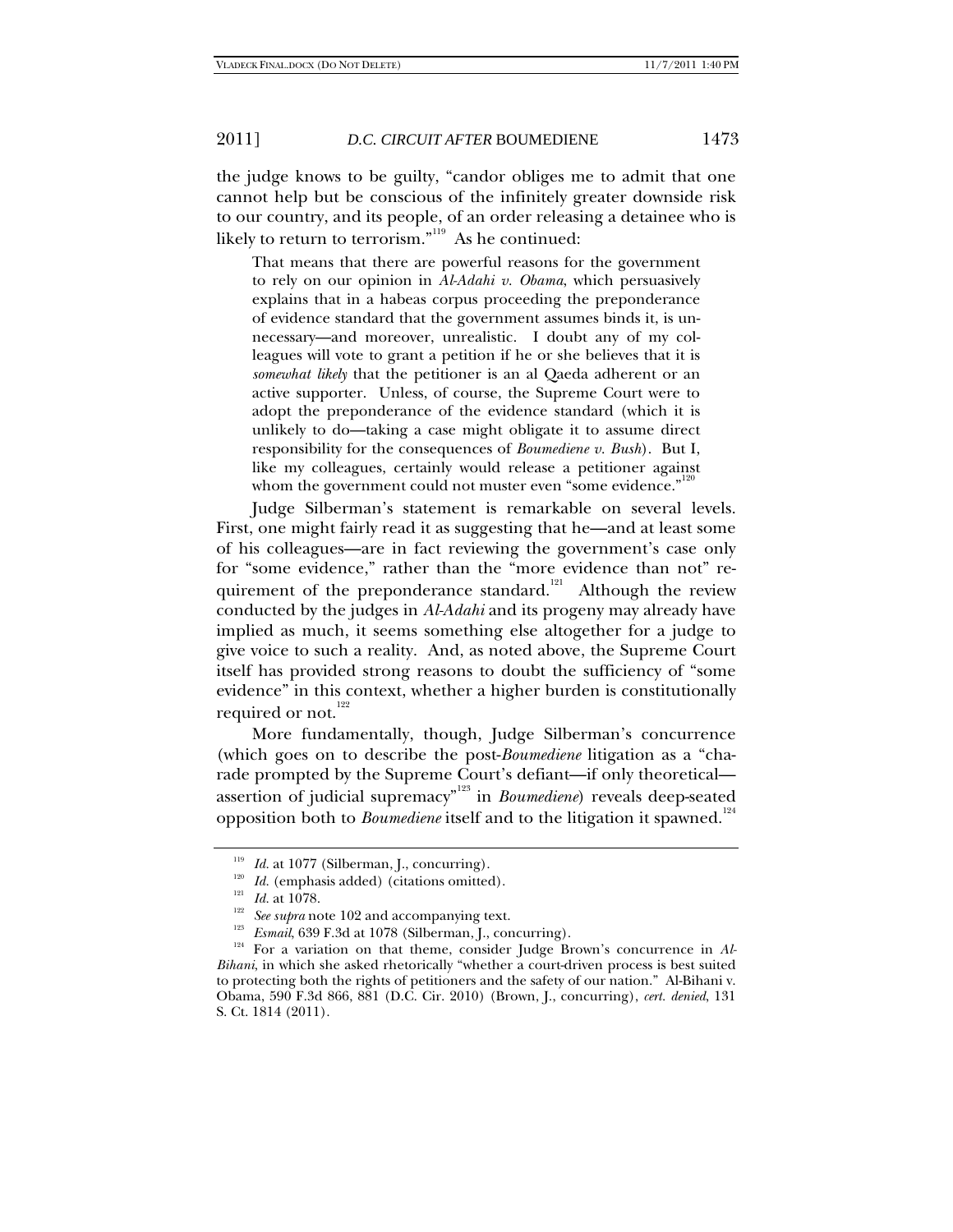the judge knows to be guilty, "candor obliges me to admit that one cannot help but be conscious of the infinitely greater downside risk to our country, and its people, of an order releasing a detainee who is likely to return to terrorism."[119] As he continued:

> That means that there are powerful reasons for the government to rely on our opinion in *Al-Adahi v. Obama*, which persuasively explains that in a habeas corpus proceeding the preponderance of evidence standard that the government assumes binds it, is unnecessary—and moreover, unrealistic. I doubt any of my colleagues will vote to grant a petition if he or she believes that it is *somewhat likely* that the petitioner is an al Qaeda adherent or an active supporter. Unless, of course, the Supreme Court were to adopt the preponderance of the evidence standard (which it is unlikely to do—taking a case might obligate it to assume direct responsibility for the consequences of *Boumediene v. Bush*). But I, like my colleagues, certainly would release a petitioner against whom the government could not muster even "some evidence."[120]

Judge Silberman's statement is remarkable on several levels. First, one might fairly read it as suggesting that he—and at least some of his colleagues—are in fact reviewing the government's case only for "some evidence," rather than the "more evidence than not" requirement of the preponderance standard.[121] Although the review conducted by the judges in *Al-Adahi* and its progeny may already have implied as much, it seems something else altogether for a judge to give voice to such a reality. And, as noted above, the Supreme Court itself has provided strong reasons to doubt the sufficiency of "some evidence" in this context, whether a higher burden is constitutionally required or not.[122]

More fundamentally, though, Judge Silberman's concurrence (which goes on to describe the post-*Boumediene* litigation as a "charade prompted by the Supreme Court's defiant—if only theoretical—assertion of judicial supremacy"[123] in *Boumediene*) reveals deep-seated opposition both to *Boumediene* itself and to the litigation it spawned.[124]

---

[119] *Id.* at 1077 (Silberman, J., concurring).

[120] *Id.* (emphasis added) (citations omitted).

[121] *Id.* at 1078.

[122] *See supra* note 102 and accompanying text.

[123] *Esmail*, 639 F.3d at 1078 (Silberman, J., concurring).

[124] For a variation on that theme, consider Judge Brown's concurrence in *Al-Bihani*, in which she asked rhetorically "whether a court-driven process is best suited to protecting both the rights of petitioners and the safety of our nation." Al-Bihani v. Obama, 590 F.3d 866, 881 (D.C. Cir. 2010) (Brown, J., concurring), *cert. denied*, 131 S. Ct. 1814 (2011).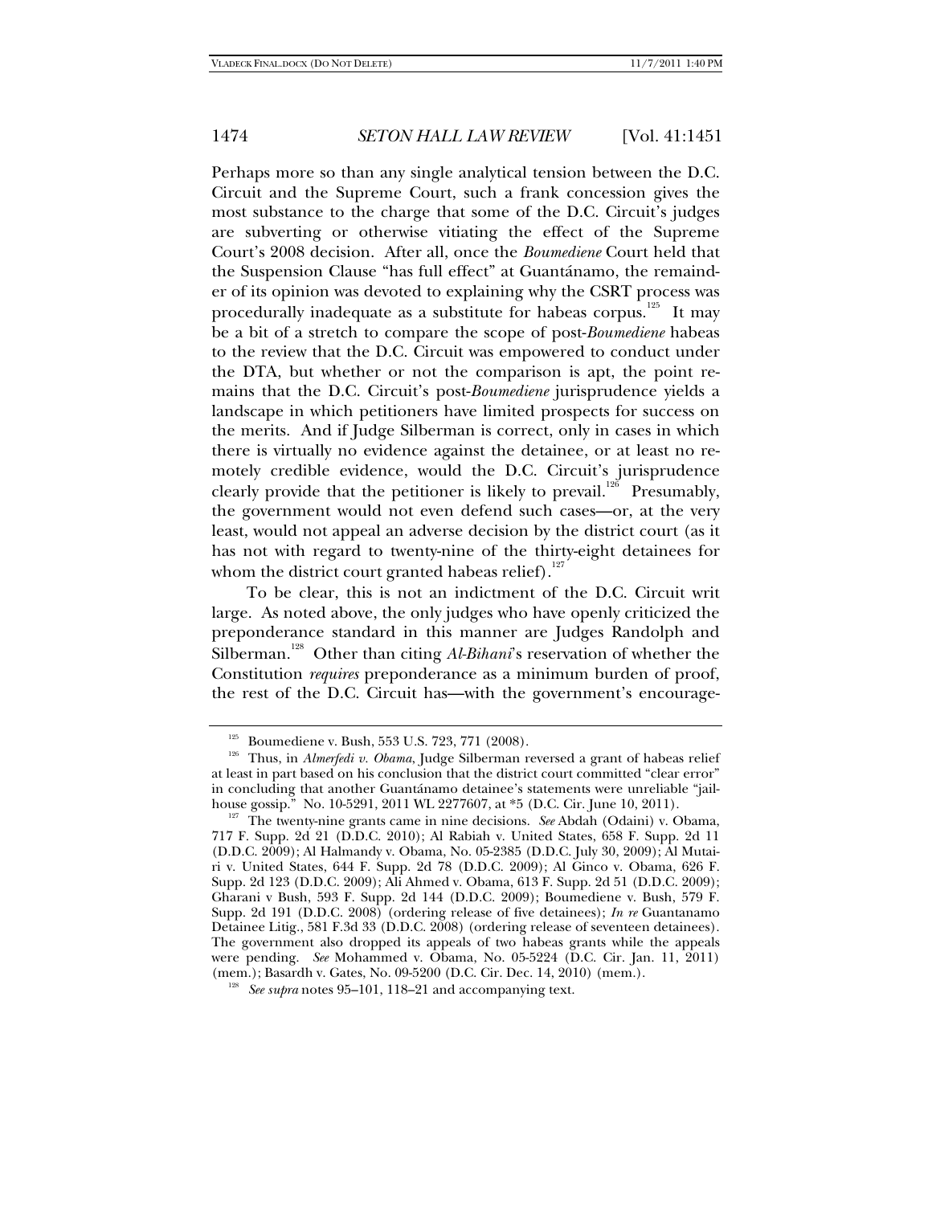Perhaps more so than any single analytical tension between the D.C. Circuit and the Supreme Court, such a frank concession gives the most substance to the charge that some of the D.C. Circuit's judges are subverting or otherwise vitiating the effect of the Supreme Court's 2008 decision. After all, once the *Boumediene* Court held that the Suspension Clause "has full effect" at Guantánamo, the remainder of its opinion was devoted to explaining why the CSRT process was procedurally inadequate as a substitute for habeas corpus.[125] It may be a bit of a stretch to compare the scope of post-*Boumediene* habeas to the review that the D.C. Circuit was empowered to conduct under the DTA, but whether or not the comparison is apt, the point remains that the D.C. Circuit's post-*Boumediene* jurisprudence yields a landscape in which petitioners have limited prospects for success on the merits. And if Judge Silberman is correct, only in cases in which there is virtually no evidence against the detainee, or at least no remotely credible evidence, would the D.C. Circuit's jurisprudence clearly provide that the petitioner is likely to prevail.[126] Presumably, the government would not even defend such cases—or, at the very least, would not appeal an adverse decision by the district court (as it has not with regard to twenty-nine of the thirty-eight detainees for whom the district court granted habeas relief).[127]

To be clear, this is not an indictment of the D.C. Circuit writ large. As noted above, the only judges who have openly criticized the preponderance standard in this manner are Judges Randolph and Silberman.[128] Other than citing *Al-Bihani*'s reservation of whether the Constitution *requires* preponderance as a minimum burden of proof, the rest of the D.C. Circuit has—with the government's encourage-

---

[125] Boumediene v. Bush, 553 U.S. 723, 771 (2008).

[126] Thus, in *Almerfedi v. Obama*, Judge Silberman reversed a grant of habeas relief at least in part based on his conclusion that the district court committed "clear error" in concluding that another Guantánamo detainee's statements were unreliable "jailhouse gossip." No. 10-5291, 2011 WL 2277607, at *5 (D.C. Cir. June 10, 2011).

[127] The twenty-nine grants came in nine decisions. *See* Abdah (Odaini) v. Obama, 717 F. Supp. 2d 21 (D.D.C. 2010); Al Rabiah v. United States, 658 F. Supp. 2d 11 (D.D.C. 2009); Al Halmandy v. Obama, No. 05-2385 (D.D.C. July 30, 2009); Al Mutairi v. United States, 644 F. Supp. 2d 78 (D.D.C. 2009); Al Ginco v. Obama, 626 F. Supp. 2d 123 (D.D.C. 2009); Ali Ahmed v. Obama, 613 F. Supp. 2d 51 (D.D.C. 2009); Gharani v Bush, 593 F. Supp. 2d 144 (D.D.C. 2009); Boumediene v. Bush, 579 F. Supp. 2d 191 (D.D.C. 2008) (ordering release of five detainees); *In re* Guantanamo Detainee Litig., 581 F.3d 33 (D.D.C. 2008) (ordering release of seventeen detainees). The government also dropped its appeals of two habeas grants while the appeals were pending. *See* Mohammed v. Obama, No. 05-5224 (D.C. Cir. Jan. 11, 2011) (mem.); Basardh v. Gates, No. 09-5200 (D.C. Cir. Dec. 14, 2010) (mem.).

[128] *See supra* notes 95–101, 118–21 and accompanying text.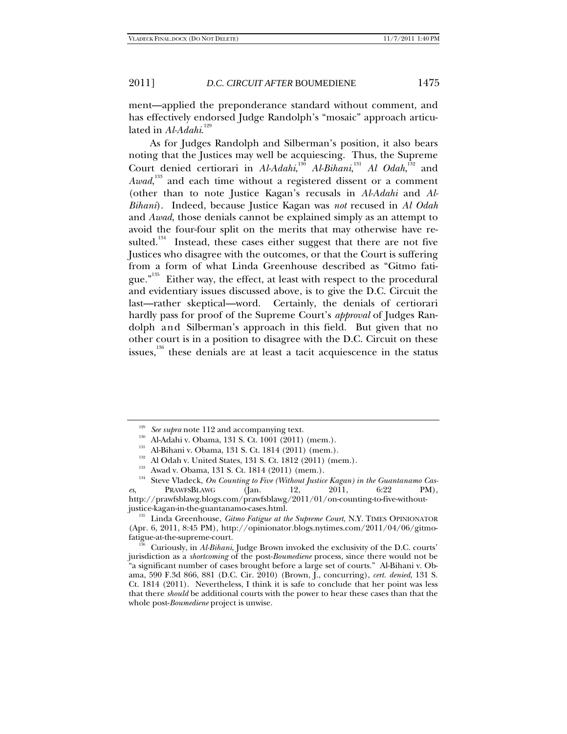ment—applied the preponderance standard without comment, and has effectively endorsed Judge Randolph's "mosaic" approach articulated in *Al-Adahi*.[129]

As for Judges Randolph and Silberman's position, it also bears noting that the Justices may well be acquiescing. Thus, the Supreme Court denied certiorari in *Al-Adahi*,[130] *Al-Bihani*,[131] *Al Odah*,[132] and *Awad*,[133] and each time without a registered dissent or a comment (other than to note Justice Kagan's recusals in *Al-Adahi* and *Al-Bihani*). Indeed, because Justice Kagan was *not* recused in *Al Odah* and *Awad*, those denials cannot be explained simply as an attempt to avoid the four-four split on the merits that may otherwise have resulted.[134] Instead, these cases either suggest that there are not five Justices who disagree with the outcomes, or that the Court is suffering from a form of what Linda Greenhouse described as "Gitmo fatigue."[135] Either way, the effect, at least with respect to the procedural and evidentiary issues discussed above, is to give the D.C. Circuit the last—rather skeptical—word. Certainly, the denials of certiorari hardly pass for proof of the Supreme Court's *approval* of Judges Randolph and Silberman's approach in this field. But given that no other court is in a position to disagree with the D.C. Circuit on these issues,[136] these denials are at least a tacit acquiescence in the status

---

[129] *See supra* note 112 and accompanying text.

[130] Al-Adahi v. Obama, 131 S. Ct. 1001 (2011) (mem.).

[131] Al-Bihani v. Obama, 131 S. Ct. 1814 (2011) (mem.).

[132] Al Odah v. United States, 131 S. Ct. 1812 (2011) (mem.).

[133] Awad v. Obama, 131 S. Ct. 1814 (2011) (mem.).

[134] Steve Vladeck, *On Counting to Five (Without Justice Kagan) in the Guantanamo Cases*, PRAWFSBLAWG (Jan. 12, 2011, 6:22 PM), http://prawfsblawg.blogs.com/prawfsblawg/2011/01/on-counting-to-five-without-justice-kagan-in-the-guantanamo-cases.html.

[135] Linda Greenhouse, *Gitmo Fatigue at the Supreme Court*, N.Y. TIMES OPINIONATOR (Apr. 6, 2011, 8:45 PM), http://opinionator.blogs.nytimes.com/2011/04/06/gitmo-fatigue-at-the-supreme-court.

[136] Curiously, in *Al-Bihani*, Judge Brown invoked the exclusivity of the D.C. courts' jurisdiction as a *shortcoming* of the post-*Boumediene* process, since there would not be "a significant number of cases brought before a large set of courts." Al-Bihani v. Obama, 590 F.3d 866, 881 (D.C. Cir. 2010) (Brown, J., concurring), *cert. denied*, 131 S. Ct. 1814 (2011). Nevertheless, I think it is safe to conclude that her point was less that there *should* be additional courts with the power to hear these cases than that the whole post-*Boumediene* project is unwise.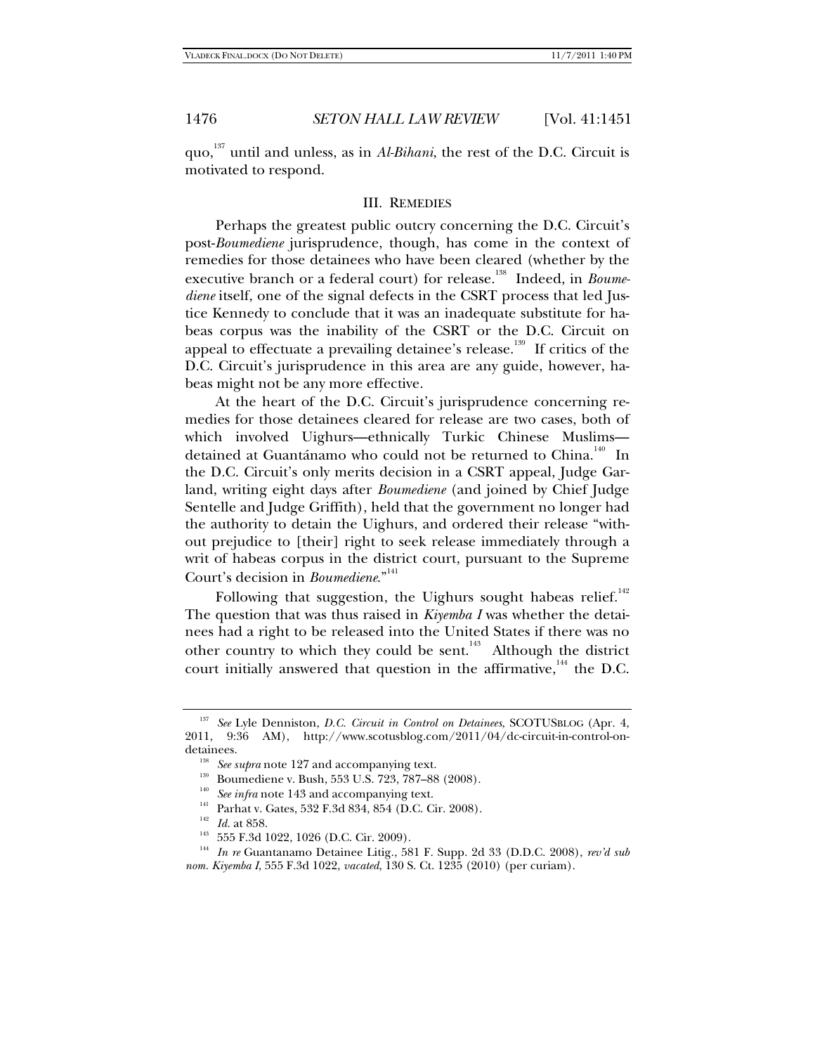quo,[137] until and unless, as in *Al-Bihani*, the rest of the D.C. Circuit is motivated to respond.

### III. REMEDIES

Perhaps the greatest public outcry concerning the D.C. Circuit's post-*Boumediene* jurisprudence, though, has come in the context of remedies for those detainees who have been cleared (whether by the executive branch or a federal court) for release.[138] Indeed, in *Boumediene* itself, one of the signal defects in the CSRT process that led Justice Kennedy to conclude that it was an inadequate substitute for habeas corpus was the inability of the CSRT or the D.C. Circuit on appeal to effectuate a prevailing detainee's release.[139] If critics of the D.C. Circuit's jurisprudence in this area are any guide, however, habeas might not be any more effective.

At the heart of the D.C. Circuit's jurisprudence concerning remedies for those detainees cleared for release are two cases, both of which involved Uighurs—ethnically Turkic Chinese Muslims—detained at Guantánamo who could not be returned to China.[140] In the D.C. Circuit's only merits decision in a CSRT appeal, Judge Garland, writing eight days after *Boumediene* (and joined by Chief Judge Sentelle and Judge Griffith), held that the government no longer had the authority to detain the Uighurs, and ordered their release "without prejudice to [their] right to seek release immediately through a writ of habeas corpus in the district court, pursuant to the Supreme Court's decision in *Boumediene*."[141]

Following that suggestion, the Uighurs sought habeas relief.[142] The question that was thus raised in *Kiyemba I* was whether the detainees had a right to be released into the United States if there was no other country to which they could be sent.[143] Although the district court initially answered that question in the affirmative,[144] the D.C.

---

[137] *See* Lyle Denniston, *D.C. Circuit in Control on Detainees*, SCOTUSBLOG (Apr. 4, 2011, 9:36 AM), http://www.scotusblog.com/2011/04/dc-circuit-in-control-on-detainees.

[138] *See supra* note 127 and accompanying text.

[139] Boumediene v. Bush, 553 U.S. 723, 787–88 (2008).

[140] *See infra* note 143 and accompanying text.

[141] Parhat v. Gates, 532 F.3d 834, 854 (D.C. Cir. 2008).

[142] *Id.* at 858.

[143] 555 F.3d 1022, 1026 (D.C. Cir. 2009).

[144] *In re* Guantanamo Detainee Litig., 581 F. Supp. 2d 33 (D.D.C. 2008), *rev'd sub nom. Kiyemba I*, 555 F.3d 1022, *vacated*, 130 S. Ct. 1235 (2010) (per curiam).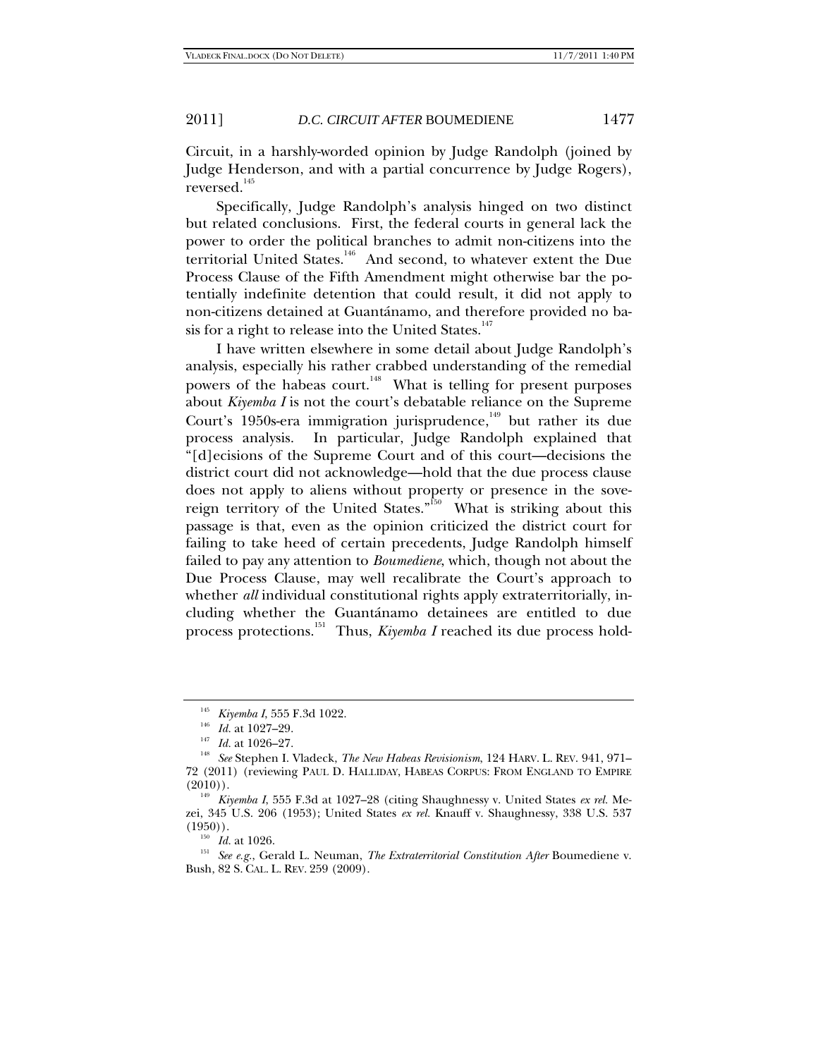Circuit, in a harshly-worded opinion by Judge Randolph (joined by Judge Henderson, and with a partial concurrence by Judge Rogers), reversed.[145]

Specifically, Judge Randolph's analysis hinged on two distinct but related conclusions. First, the federal courts in general lack the power to order the political branches to admit non-citizens into the territorial United States.[146] And second, to whatever extent the Due Process Clause of the Fifth Amendment might otherwise bar the potentially indefinite detention that could result, it did not apply to non-citizens detained at Guantánamo, and therefore provided no basis for a right to release into the United States.[147]

I have written elsewhere in some detail about Judge Randolph's analysis, especially his rather crabbed understanding of the remedial powers of the habeas court.[148] What is telling for present purposes about *Kiyemba I* is not the court's debatable reliance on the Supreme Court's 1950s-era immigration jurisprudence,[149] but rather its due process analysis. In particular, Judge Randolph explained that "[d]ecisions of the Supreme Court and of this court—decisions the district court did not acknowledge—hold that the due process clause does not apply to aliens without property or presence in the sovereign territory of the United States."[150] What is striking about this passage is that, even as the opinion criticized the district court for failing to take heed of certain precedents, Judge Randolph himself failed to pay any attention to *Boumediene*, which, though not about the Due Process Clause, may well recalibrate the Court's approach to whether *all* individual constitutional rights apply extraterritorially, including whether the Guantánamo detainees are entitled to due process protections.[151] Thus, *Kiyemba I* reached its due process hold-

---

[145] *Kiyemba I*, 555 F.3d 1022.

[146] *Id.* at 1027–29.

[147] *Id.* at 1026–27.

[148] *See* Stephen I. Vladeck, *The New Habeas Revisionism*, 124 HARV. L. REV. 941, 971–72 (2011) (reviewing PAUL D. HALLIDAY, HABEAS CORPUS: FROM ENGLAND TO EMPIRE (2010)).

[149] *Kiyemba I*, 555 F.3d at 1027–28 (citing Shaughnessy v. United States *ex rel.* Mezei, 345 U.S. 206 (1953); United States *ex rel.* Knauff v. Shaughnessy, 338 U.S. 537 (1950)).

[150] *Id.* at 1026.

[151] *See e.g.*, Gerald L. Neuman, *The Extraterritorial Constitution After* Boumediene v. Bush, 82 S. CAL. L. REV. 259 (2009).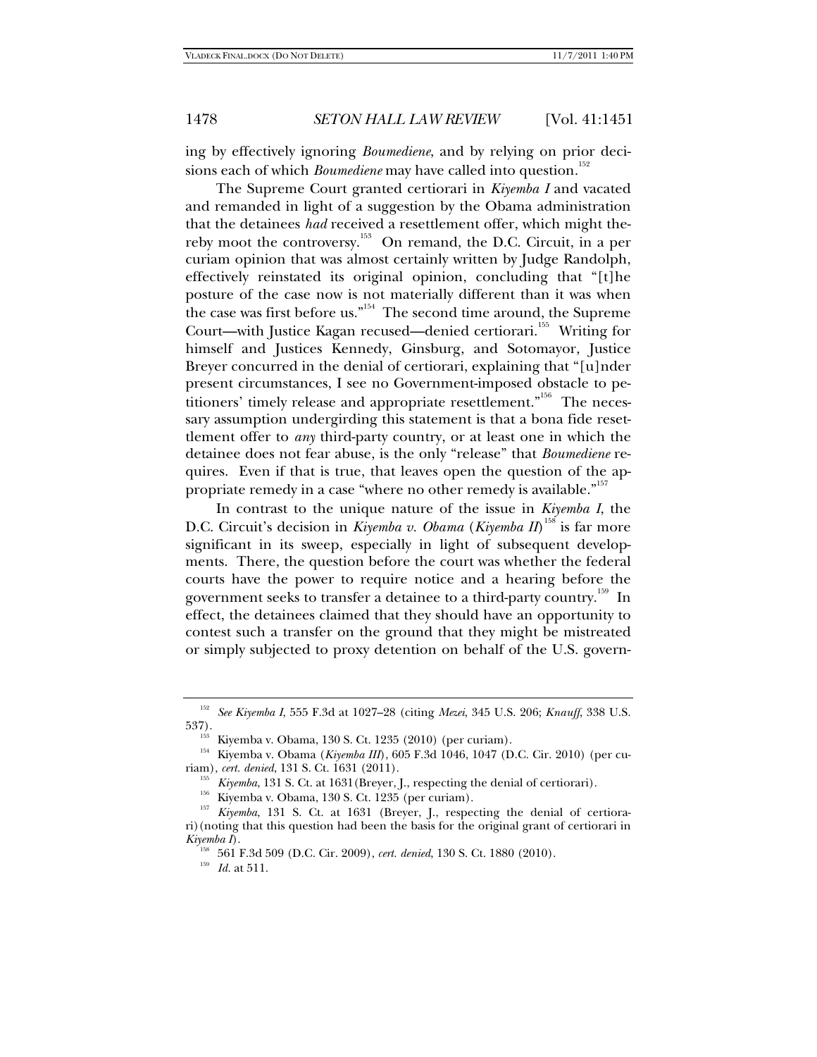ing by effectively ignoring *Boumediene*, and by relying on prior decisions each of which *Boumediene* may have called into question.[152]

The Supreme Court granted certiorari in *Kiyemba I* and vacated and remanded in light of a suggestion by the Obama administration that the detainees *had* received a resettlement offer, which might thereby moot the controversy.[153] On remand, the D.C. Circuit, in a per curiam opinion that was almost certainly written by Judge Randolph, effectively reinstated its original opinion, concluding that "[t]he posture of the case now is not materially different than it was when the case was first before us."[154] The second time around, the Supreme Court—with Justice Kagan recused—denied certiorari.[155] Writing for himself and Justices Kennedy, Ginsburg, and Sotomayor, Justice Breyer concurred in the denial of certiorari, explaining that "[u]nder present circumstances, I see no Government-imposed obstacle to petitioners' timely release and appropriate resettlement."[156] The necessary assumption undergirding this statement is that a bona fide resettlement offer to *any* third-party country, or at least one in which the detainee does not fear abuse, is the only "release" that *Boumediene* requires. Even if that is true, that leaves open the question of the appropriate remedy in a case "where no other remedy is available."[157]

In contrast to the unique nature of the issue in *Kiyemba I*, the D.C. Circuit's decision in *Kiyemba v. Obama* (*Kiyemba II*)[158] is far more significant in its sweep, especially in light of subsequent developments. There, the question before the court was whether the federal courts have the power to require notice and a hearing before the government seeks to transfer a detainee to a third-party country.[159] In effect, the detainees claimed that they should have an opportunity to contest such a transfer on the ground that they might be mistreated or simply subjected to proxy detention on behalf of the U.S. govern-

---

[152] *See Kiyemba I*, 555 F.3d at 1027–28 (citing *Mezei*, 345 U.S. 206; *Knauff*, 338 U.S. 537).

[153] Kiyemba v. Obama, 130 S. Ct. 1235 (2010) (per curiam).

[154] Kiyemba v. Obama (*Kiyemba III*), 605 F.3d 1046, 1047 (D.C. Cir. 2010) (per curiam), *cert. denied*, 131 S. Ct. 1631 (2011).

[155] *Kiyemba*, 131 S. Ct. at 1631(Breyer, J., respecting the denial of certiorari).

[156] Kiyemba v. Obama, 130 S. Ct. 1235 (per curiam).

[157] *Kiyemba*, 131 S. Ct. at 1631 (Breyer, J., respecting the denial of certiorari)(noting that this question had been the basis for the original grant of certiorari in *Kiyemba I*).

[158] 561 F.3d 509 (D.C. Cir. 2009), *cert. denied*, 130 S. Ct. 1880 (2010).

[159] *Id.* at 511.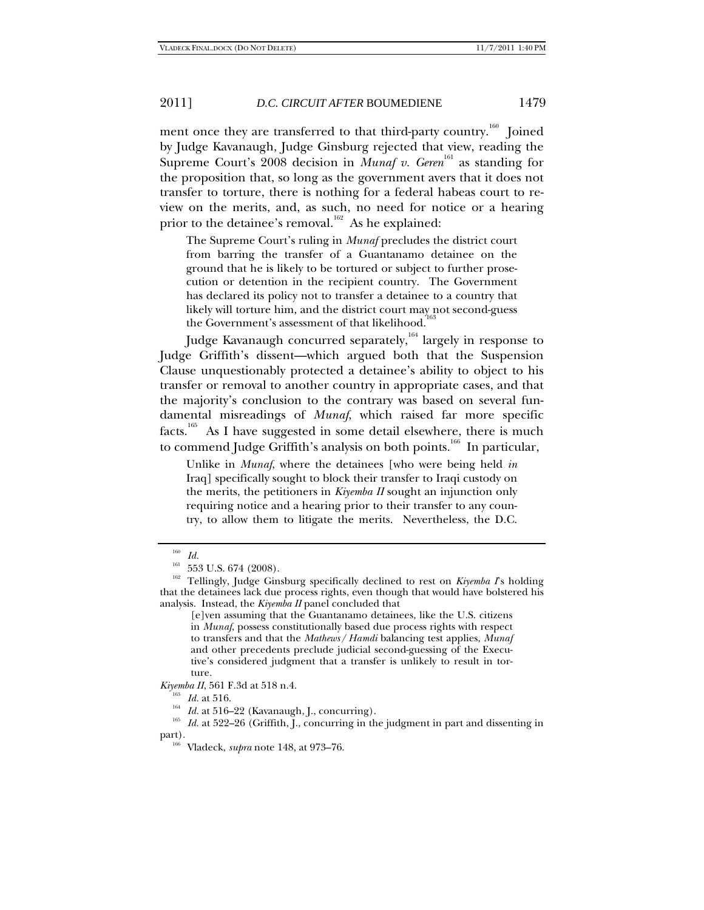ment once they are transferred to that third-party country.[160] Joined by Judge Kavanaugh, Judge Ginsburg rejected that view, reading the Supreme Court's 2008 decision in *Munaf v. Geren*[161] as standing for the proposition that, so long as the government avers that it does not transfer to torture, there is nothing for a federal habeas court to review on the merits, and, as such, no need for notice or a hearing prior to the detainee's removal.[162] As he explained:

> The Supreme Court's ruling in *Munaf* precludes the district court from barring the transfer of a Guantanamo detainee on the ground that he is likely to be tortured or subject to further prosecution or detention in the recipient country. The Government has declared its policy not to transfer a detainee to a country that likely will torture him, and the district court may not second-guess the Government's assessment of that likelihood.[163]

Judge Kavanaugh concurred separately,[164] largely in response to Judge Griffith's dissent—which argued both that the Suspension Clause unquestionably protected a detainee's ability to object to his transfer or removal to another country in appropriate cases, and that the majority's conclusion to the contrary was based on several fundamental misreadings of *Munaf*, which raised far more specific facts.[165] As I have suggested in some detail elsewhere, there is much to commend Judge Griffith's analysis on both points.[166] In particular,

> Unlike in *Munaf*, where the detainees [who were being held *in* Iraq] specifically sought to block their transfer to Iraqi custody on the merits, the petitioners in *Kiyemba II* sought an injunction only requiring notice and a hearing prior to their transfer to any country, to allow them to litigate the merits. Nevertheless, the D.C.

---

[160] *Id.*

[161] 553 U.S. 674 (2008).

[162] Tellingly, Judge Ginsburg specifically declined to rest on *Kiyemba I*'s holding that the detainees lack due process rights, even though that would have bolstered his analysis. Instead, the *Kiyemba II* panel concluded that

> [e]ven assuming that the Guantanamo detainees, like the U.S. citizens in *Munaf*, possess constitutionally based due process rights with respect to transfers and that the *Mathews/Hamdi* balancing test applies, *Munaf* and other precedents preclude judicial second-guessing of the Executive's considered judgment that a transfer is unlikely to result in torture.

*Kiyemba II*, 561 F.3d at 518 n.4.

[163] *Id.* at 516.

[164] *Id.* at 516–22 (Kavanaugh, J., concurring).

[165] *Id.* at 522–26 (Griffith, J., concurring in the judgment in part and dissenting in part).

[166] Vladeck, *supra* note 148, at 973–76.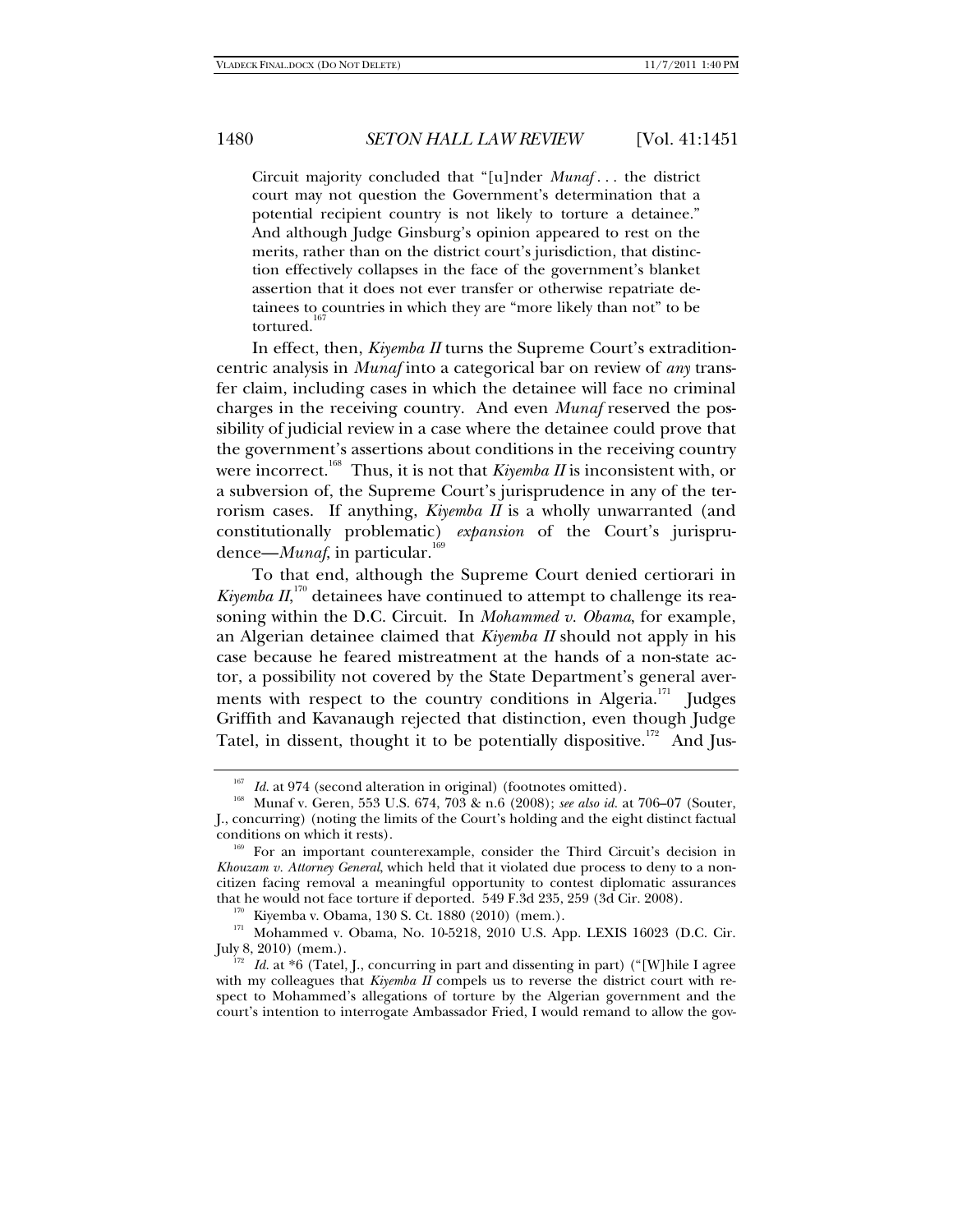> Circuit majority concluded that "[u]nder *Munaf* . . . the district court may not question the Government's determination that a potential recipient country is not likely to torture a detainee." And although Judge Ginsburg's opinion appeared to rest on the merits, rather than on the district court's jurisdiction, that distinction effectively collapses in the face of the government's blanket assertion that it does not ever transfer or otherwise repatriate detainees to countries in which they are "more likely than not" to be tortured.[167]

In effect, then, *Kiyemba II* turns the Supreme Court's extradition-centric analysis in *Munaf* into a categorical bar on review of *any* transfer claim, including cases in which the detainee will face no criminal charges in the receiving country. And even *Munaf* reserved the possibility of judicial review in a case where the detainee could prove that the government's assertions about conditions in the receiving country were incorrect.[168] Thus, it is not that *Kiyemba II* is inconsistent with, or a subversion of, the Supreme Court's jurisprudence in any of the terrorism cases. If anything, *Kiyemba II* is a wholly unwarranted (and constitutionally problematic) *expansion* of the Court's jurisprudence—*Munaf*, in particular.[169]

To that end, although the Supreme Court denied certiorari in *Kiyemba II*,[170] detainees have continued to attempt to challenge its reasoning within the D.C. Circuit. In *Mohammed v. Obama*, for example, an Algerian detainee claimed that *Kiyemba II* should not apply in his case because he feared mistreatment at the hands of a non-state actor, a possibility not covered by the State Department's general averments with respect to the country conditions in Algeria.[171] Judges Griffith and Kavanaugh rejected that distinction, even though Judge Tatel, in dissent, thought it to be potentially dispositive.[172] And Jus-

---

[167] *Id.* at 974 (second alteration in original) (footnotes omitted).

[168] Munaf v. Geren, 553 U.S. 674, 703 & n.6 (2008); *see also id.* at 706–07 (Souter, J., concurring) (noting the limits of the Court's holding and the eight distinct factual conditions on which it rests).

[169] For an important counterexample, consider the Third Circuit's decision in *Khouzam v. Attorney General*, which held that it violated due process to deny to a non-citizen facing removal a meaningful opportunity to contest diplomatic assurances that he would not face torture if deported. 549 F.3d 235, 259 (3d Cir. 2008).

[170] Kiyemba v. Obama, 130 S. Ct. 1880 (2010) (mem.).

[171] Mohammed v. Obama, No. 10-5218, 2010 U.S. App. LEXIS 16023 (D.C. Cir. July 8, 2010) (mem.).

[172] *Id.* at *6 (Tatel, J., concurring in part and dissenting in part) ("[W]hile I agree with my colleagues that *Kiyemba II* compels us to reverse the district court with respect to Mohammed's allegations of torture by the Algerian government and the court's intention to interrogate Ambassador Fried, I would remand to allow the gov-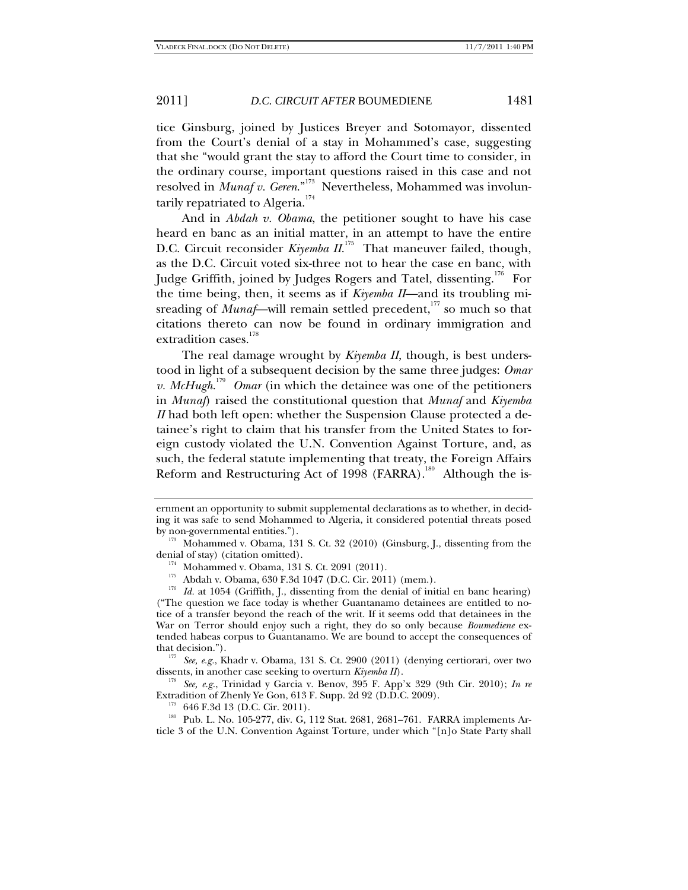tice Ginsburg, joined by Justices Breyer and Sotomayor, dissented from the Court's denial of a stay in Mohammed's case, suggesting that she "would grant the stay to afford the Court time to consider, in the ordinary course, important questions raised in this case and not resolved in *Munaf v. Geren*."[173] Nevertheless, Mohammed was involuntarily repatriated to Algeria.[174]

And in *Abdah v. Obama*, the petitioner sought to have his case heard en banc as an initial matter, in an attempt to have the entire D.C. Circuit reconsider *Kiyemba II*.[175] That maneuver failed, though, as the D.C. Circuit voted six-three not to hear the case en banc, with Judge Griffith, joined by Judges Rogers and Tatel, dissenting.[176] For the time being, then, it seems as if *Kiyemba II*—and its troubling misreading of *Munaf*—will remain settled precedent,[177] so much so that citations thereto can now be found in ordinary immigration and extradition cases.[178]

The real damage wrought by *Kiyemba II*, though, is best understood in light of a subsequent decision by the same three judges: *Omar v. McHugh*.[179] *Omar* (in which the detainee was one of the petitioners in *Munaf*) raised the constitutional question that *Munaf* and *Kiyemba II* had both left open: whether the Suspension Clause protected a detainee's right to claim that his transfer from the United States to foreign custody violated the U.N. Convention Against Torture, and, as such, the federal statute implementing that treaty, the Foreign Affairs Reform and Restructuring Act of 1998 (FARRA).[180] Although the is-

---

ernment an opportunity to submit supplemental declarations as to whether, in deciding it was safe to send Mohammed to Algeria, it considered potential threats posed by non-governmental entities.").

[173] Mohammed v. Obama, 131 S. Ct. 32 (2010) (Ginsburg, J., dissenting from the denial of stay) (citation omitted).

[174] Mohammed v. Obama, 131 S. Ct. 2091 (2011).

[175] Abdah v. Obama, 630 F.3d 1047 (D.C. Cir. 2011) (mem.).

[176] *Id.* at 1054 (Griffith, J., dissenting from the denial of initial en banc hearing) ("The question we face today is whether Guantanamo detainees are entitled to notice of a transfer beyond the reach of the writ. If it seems odd that detainees in the War on Terror should enjoy such a right, they do so only because *Boumediene* extended habeas corpus to Guantanamo. We are bound to accept the consequences of that decision.").

[177] *See, e.g.*, Khadr v. Obama, 131 S. Ct. 2900 (2011) (denying certiorari, over two dissents, in another case seeking to overturn *Kiyemba II*).

[178] *See, e.g.*, Trinidad y Garcia v. Benov, 395 F. App'x 329 (9th Cir. 2010); *In re* Extradition of Zhenly Ye Gon, 613 F. Supp. 2d 92 (D.D.C. 2009).

[179] 646 F.3d 13 (D.C. Cir. 2011).

[180] Pub. L. No. 105-277, div. G, 112 Stat. 2681, 2681–761. FARRA implements Article 3 of the U.N. Convention Against Torture, under which "[n]o State Party shall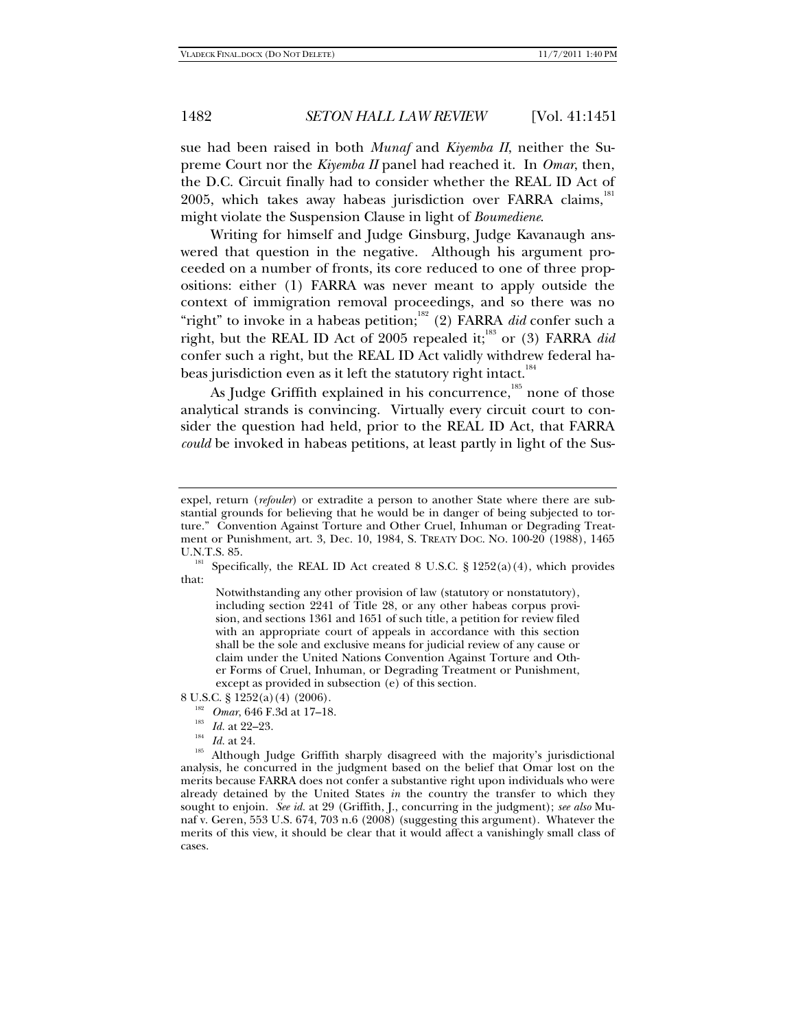sue had been raised in both *Munaf* and *Kiyemba II*, neither the Supreme Court nor the *Kiyemba II* panel had reached it. In *Omar*, then, the D.C. Circuit finally had to consider whether the REAL ID Act of 2005, which takes away habeas jurisdiction over FARRA claims,[181] might violate the Suspension Clause in light of *Boumediene*.

Writing for himself and Judge Ginsburg, Judge Kavanaugh answered that question in the negative. Although his argument proceeded on a number of fronts, its core reduced to one of three propositions: either (1) FARRA was never meant to apply outside the context of immigration removal proceedings, and so there was no "right" to invoke in a habeas petition;[182] (2) FARRA *did* confer such a right, but the REAL ID Act of 2005 repealed it;[183] or (3) FARRA *did* confer such a right, but the REAL ID Act validly withdrew federal habeas jurisdiction even as it left the statutory right intact.[184]

As Judge Griffith explained in his concurrence,[185] none of those analytical strands is convincing. Virtually every circuit court to consider the question had held, prior to the REAL ID Act, that FARRA *could* be invoked in habeas petitions, at least partly in light of the Sus-

---

expel, return (*refouler*) or extradite a person to another State where there are substantial grounds for believing that he would be in danger of being subjected to torture." Convention Against Torture and Other Cruel, Inhuman or Degrading Treatment or Punishment, art. 3, Dec. 10, 1984, S. TREATY DOC. NO. 100-20 (1988), 1465 U.N.T.S. 85.

[181] Specifically, the REAL ID Act created 8 U.S.C. § 1252(a)(4), which provides that:

> Notwithstanding any other provision of law (statutory or nonstatutory), including section 2241 of Title 28, or any other habeas corpus provision, and sections 1361 and 1651 of such title, a petition for review filed with an appropriate court of appeals in accordance with this section shall be the sole and exclusive means for judicial review of any cause or claim under the United Nations Convention Against Torture and Other Forms of Cruel, Inhuman, or Degrading Treatment or Punishment, except as provided in subsection (e) of this section.

8 U.S.C. § 1252(a)(4) (2006).

[182] *Omar*, 646 F.3d at 17–18.

[183] *Id.* at 22–23.

[184] *Id.* at 24.

[185] Although Judge Griffith sharply disagreed with the majority's jurisdictional analysis, he concurred in the judgment based on the belief that Omar lost on the merits because FARRA does not confer a substantive right upon individuals who were already detained by the United States *in* the country the transfer to which they sought to enjoin. *See id.* at 29 (Griffith, J., concurring in the judgment); *see also* Munaf v. Geren, 553 U.S. 674, 703 n.6 (2008) (suggesting this argument). Whatever the merits of this view, it should be clear that it would affect a vanishingly small class of cases.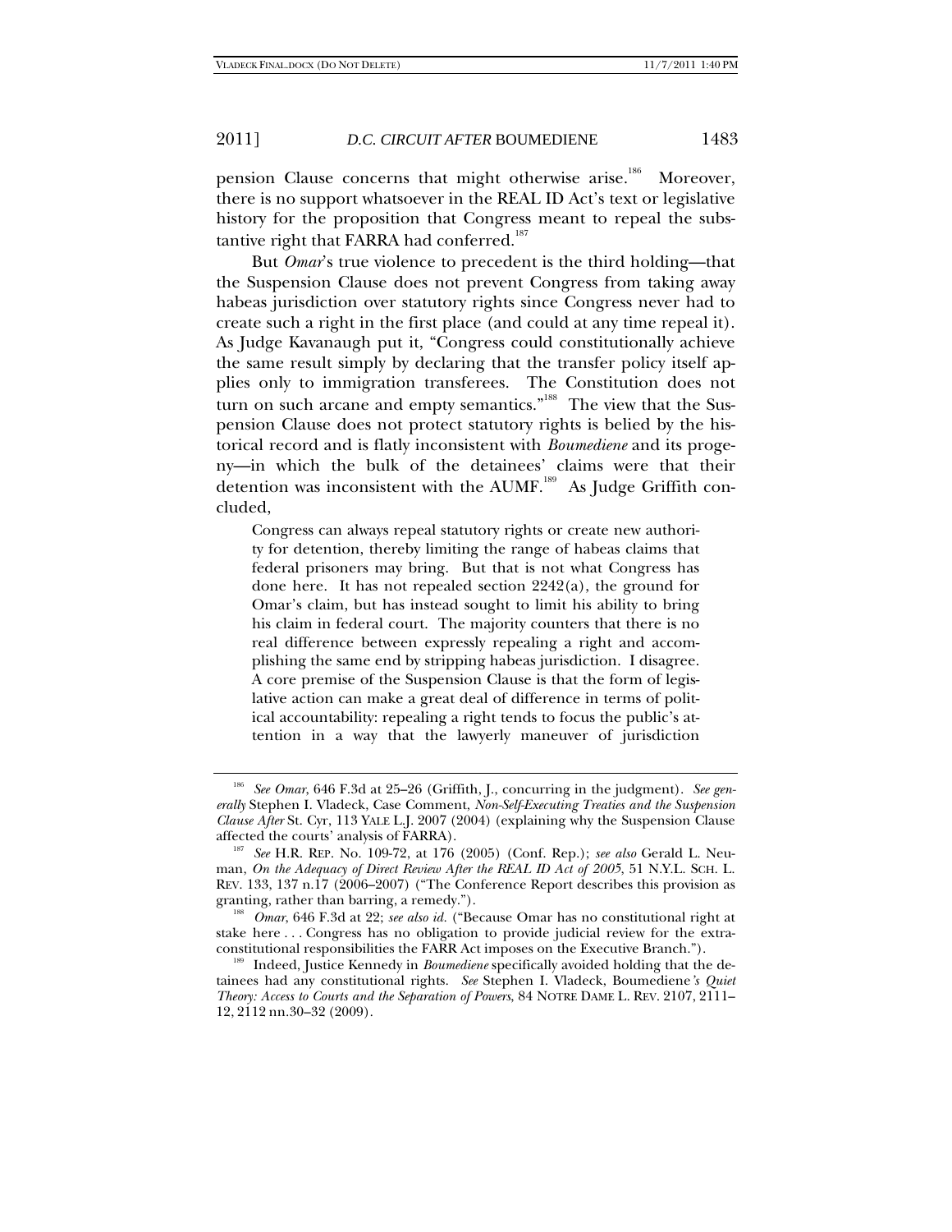pension Clause concerns that might otherwise arise.[186] Moreover, there is no support whatsoever in the REAL ID Act's text or legislative history for the proposition that Congress meant to repeal the substantive right that FARRA had conferred.[187]

But *Omar*'s true violence to precedent is the third holding—that the Suspension Clause does not prevent Congress from taking away habeas jurisdiction over statutory rights since Congress never had to create such a right in the first place (and could at any time repeal it). As Judge Kavanaugh put it, "Congress could constitutionally achieve the same result simply by declaring that the transfer policy itself applies only to immigration transferees. The Constitution does not turn on such arcane and empty semantics."[188] The view that the Suspension Clause does not protect statutory rights is belied by the historical record and is flatly inconsistent with *Boumediene* and its progeny—in which the bulk of the detainees' claims were that their detention was inconsistent with the AUMF.[189] As Judge Griffith concluded,

> Congress can always repeal statutory rights or create new authority for detention, thereby limiting the range of habeas claims that federal prisoners may bring. But that is not what Congress has done here. It has not repealed section 2242(a), the ground for Omar's claim, but has instead sought to limit his ability to bring his claim in federal court. The majority counters that there is no real difference between expressly repealing a right and accomplishing the same end by stripping habeas jurisdiction. I disagree. A core premise of the Suspension Clause is that the form of legislative action can make a great deal of difference in terms of political accountability: repealing a right tends to focus the public's attention in a way that the lawyerly maneuver of jurisdiction

---

[186] *See Omar*, 646 F.3d at 25–26 (Griffith, J., concurring in the judgment). *See generally* Stephen I. Vladeck, Case Comment, *Non-Self-Executing Treaties and the Suspension Clause After* St. Cyr, 113 YALE L.J. 2007 (2004) (explaining why the Suspension Clause affected the courts' analysis of FARRA).

[187] *See* H.R. REP. No. 109-72, at 176 (2005) (Conf. Rep.); *see also* Gerald L. Neuman, *On the Adequacy of Direct Review After the REAL ID Act of 2005*, 51 N.Y.L. SCH. L. REV. 133, 137 n.17 (2006–2007) ("The Conference Report describes this provision as granting, rather than barring, a remedy.").

[188] *Omar*, 646 F.3d at 22; *see also id.* ("Because Omar has no constitutional right at stake here . . . Congress has no obligation to provide judicial review for the extra-constitutional responsibilities the FARR Act imposes on the Executive Branch.").

[189] Indeed, Justice Kennedy in *Boumediene* specifically avoided holding that the detainees had any constitutional rights. *See* Stephen I. Vladeck, Boumediene*'s Quiet Theory: Access to Courts and the Separation of Powers*, 84 NOTRE DAME L. REV. 2107, 2111–12, 2112 nn.30–32 (2009).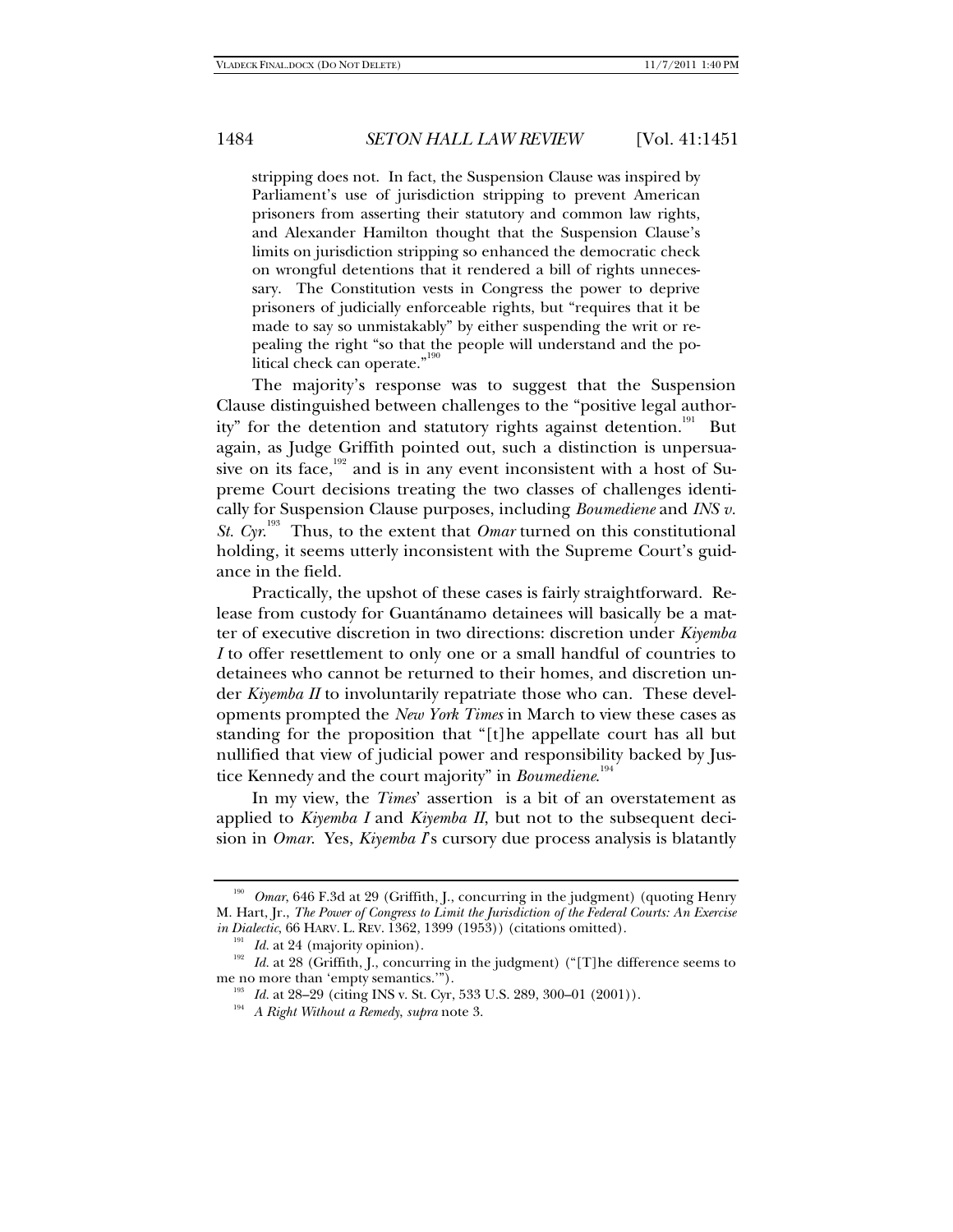stripping does not. In fact, the Suspension Clause was inspired by Parliament's use of jurisdiction stripping to prevent American prisoners from asserting their statutory and common law rights, and Alexander Hamilton thought that the Suspension Clause's limits on jurisdiction stripping so enhanced the democratic check on wrongful detentions that it rendered a bill of rights unnecessary. The Constitution vests in Congress the power to deprive prisoners of judicially enforceable rights, but "requires that it be made to say so unmistakably" by either suspending the writ or repealing the right "so that the people will understand and the political check can operate."[190]

The majority's response was to suggest that the Suspension Clause distinguished between challenges to the "positive legal authority" for the detention and statutory rights against detention.[191] But again, as Judge Griffith pointed out, such a distinction is unpersuasive on its face,[192] and is in any event inconsistent with a host of Supreme Court decisions treating the two classes of challenges identically for Suspension Clause purposes, including *Boumediene* and *INS v. St. Cyr*.[193] Thus, to the extent that *Omar* turned on this constitutional holding, it seems utterly inconsistent with the Supreme Court's guidance in the field.

Practically, the upshot of these cases is fairly straightforward. Release from custody for Guantánamo detainees will basically be a matter of executive discretion in two directions: discretion under *Kiyemba I* to offer resettlement to only one or a small handful of countries to detainees who cannot be returned to their homes, and discretion under *Kiyemba II* to involuntarily repatriate those who can. These developments prompted the *New York Times* in March to view these cases as standing for the proposition that "[t]he appellate court has all but nullified that view of judicial power and responsibility backed by Justice Kennedy and the court majority" in *Boumediene*.[194]

In my view, the *Times*' assertion is a bit of an overstatement as applied to *Kiyemba I* and *Kiyemba II*, but not to the subsequent decision in *Omar*. Yes, *Kiyemba I*'s cursory due process analysis is blatantly

---

[190] *Omar*, 646 F.3d at 29 (Griffith, J., concurring in the judgment) (quoting Henry M. Hart, Jr., *The Power of Congress to Limit the Jurisdiction of the Federal Courts: An Exercise in Dialectic*, 66 HARV. L. REV. 1362, 1399 (1953)) (citations omitted).

[191] *Id.* at 24 (majority opinion).

[192] *Id.* at 28 (Griffith, J., concurring in the judgment) ("[T]he difference seems to me no more than 'empty semantics.'").

[193] *Id.* at 28–29 (citing INS v. St. Cyr, 533 U.S. 289, 300–01 (2001)).

[194] *A Right Without a Remedy*, *supra* note 3.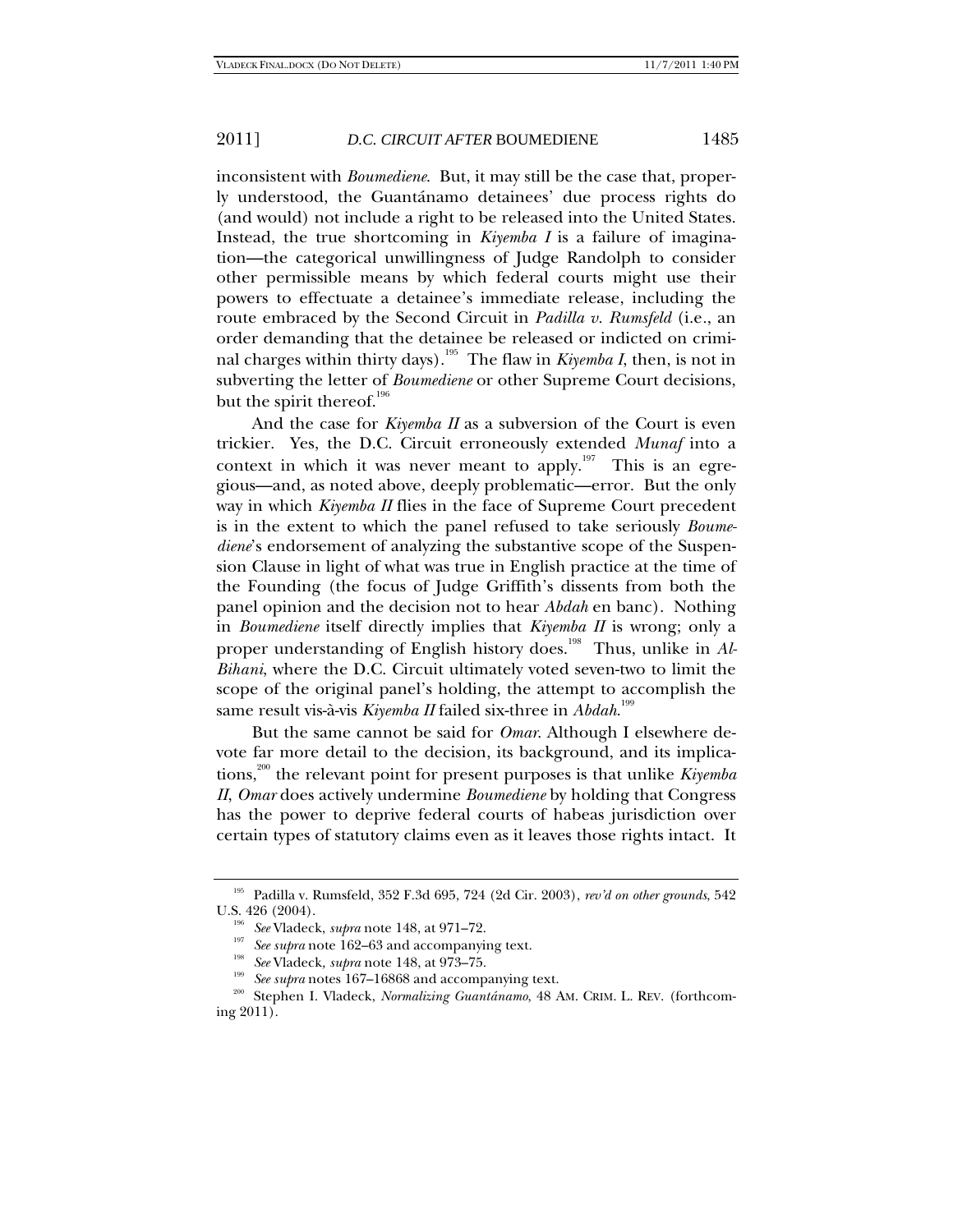inconsistent with *Boumediene*. But, it may still be the case that, properly understood, the Guantánamo detainees' due process rights do (and would) not include a right to be released into the United States. Instead, the true shortcoming in *Kiyemba I* is a failure of imagination—the categorical unwillingness of Judge Randolph to consider other permissible means by which federal courts might use their powers to effectuate a detainee's immediate release, including the route embraced by the Second Circuit in *Padilla v. Rumsfeld* (i.e., an order demanding that the detainee be released or indicted on criminal charges within thirty days).[195] The flaw in *Kiyemba I*, then, is not in subverting the letter of *Boumediene* or other Supreme Court decisions, but the spirit thereof.[196]

And the case for *Kiyemba II* as a subversion of the Court is even trickier. Yes, the D.C. Circuit erroneously extended *Munaf* into a context in which it was never meant to apply.[197] This is an egregious—and, as noted above, deeply problematic—error. But the only way in which *Kiyemba II* flies in the face of Supreme Court precedent is in the extent to which the panel refused to take seriously *Boumediene*'s endorsement of analyzing the substantive scope of the Suspension Clause in light of what was true in English practice at the time of the Founding (the focus of Judge Griffith's dissents from both the panel opinion and the decision not to hear *Abdah* en banc). Nothing in *Boumediene* itself directly implies that *Kiyemba II* is wrong; only a proper understanding of English history does.[198] Thus, unlike in *Al-Bihani*, where the D.C. Circuit ultimately voted seven-two to limit the scope of the original panel's holding, the attempt to accomplish the same result vis-à-vis *Kiyemba II* failed six-three in *Abdah*.[199]

But the same cannot be said for *Omar*. Although I elsewhere devote far more detail to the decision, its background, and its implications,[200] the relevant point for present purposes is that unlike *Kiyemba II*, *Omar* does actively undermine *Boumediene* by holding that Congress has the power to deprive federal courts of habeas jurisdiction over certain types of statutory claims even as it leaves those rights intact. It

---

[195] Padilla v. Rumsfeld, 352 F.3d 695, 724 (2d Cir. 2003), *rev'd on other grounds*, 542 U.S. 426 (2004).

[196] *See* Vladeck, *supra* note 148, at 971–72.

[197] *See supra* note 162–63 and accompanying text.

[198] *See* Vladeck, *supra* note 148, at 973–75.

[199] *See supra* notes 167–16868 and accompanying text.

[200] Stephen I. Vladeck, *Normalizing Guantánamo*, 48 AM. CRIM. L. REV. (forthcoming 2011).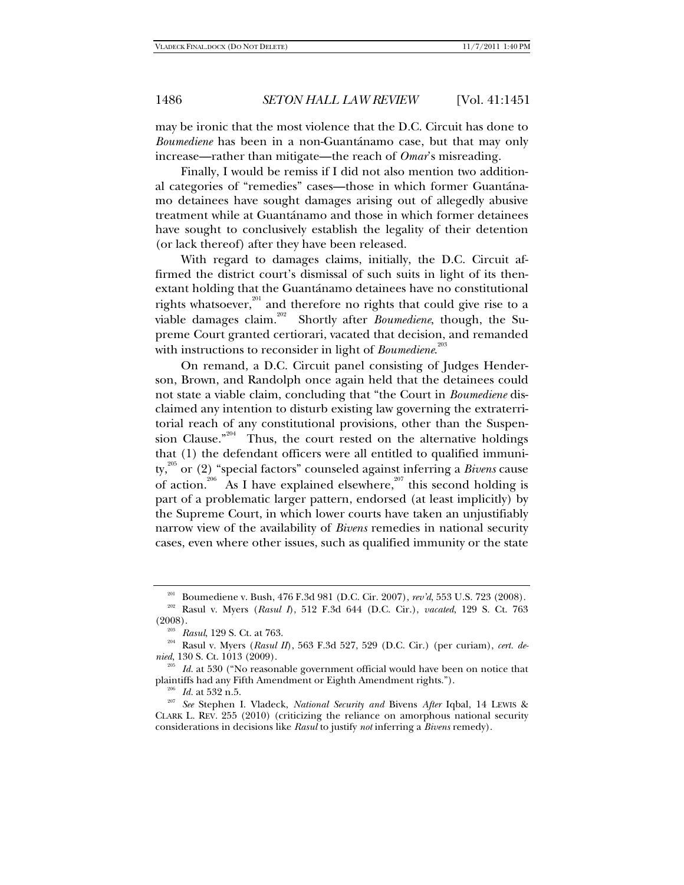may be ironic that the most violence that the D.C. Circuit has done to *Boumediene* has been in a non-Guantánamo case, but that may only increase—rather than mitigate—the reach of *Omar*'s misreading.

Finally, I would be remiss if I did not also mention two additional categories of "remedies" cases—those in which former Guantánamo detainees have sought damages arising out of allegedly abusive treatment while at Guantánamo and those in which former detainees have sought to conclusively establish the legality of their detention (or lack thereof) after they have been released.

With regard to damages claims, initially, the D.C. Circuit affirmed the district court's dismissal of such suits in light of its then-extant holding that the Guantánamo detainees have no constitutional rights whatsoever,[201] and therefore no rights that could give rise to a viable damages claim.[202] Shortly after *Boumediene*, though, the Supreme Court granted certiorari, vacated that decision, and remanded with instructions to reconsider in light of *Boumediene*.[203]

On remand, a D.C. Circuit panel consisting of Judges Henderson, Brown, and Randolph once again held that the detainees could not state a viable claim, concluding that "the Court in *Boumediene* disclaimed any intention to disturb existing law governing the extraterritorial reach of any constitutional provisions, other than the Suspension Clause."[204] Thus, the court rested on the alternative holdings that (1) the defendant officers were all entitled to qualified immunity,[205] or (2) "special factors" counseled against inferring a *Bivens* cause of action.[206] As I have explained elsewhere,[207] this second holding is part of a problematic larger pattern, endorsed (at least implicitly) by the Supreme Court, in which lower courts have taken an unjustifiably narrow view of the availability of *Bivens* remedies in national security cases, even where other issues, such as qualified immunity or the state

---

[201] Boumediene v. Bush, 476 F.3d 981 (D.C. Cir. 2007), *rev'd*, 553 U.S. 723 (2008).

[202] Rasul v. Myers (*Rasul I*), 512 F.3d 644 (D.C. Cir.), *vacated*, 129 S. Ct. 763 (2008).

[203] *Rasul*, 129 S. Ct. at 763.

[204] Rasul v. Myers (*Rasul II*), 563 F.3d 527, 529 (D.C. Cir.) (per curiam), *cert. denied*, 130 S. Ct. 1013 (2009).

[205] *Id.* at 530 ("No reasonable government official would have been on notice that plaintiffs had any Fifth Amendment or Eighth Amendment rights.").

[206] *Id.* at 532 n.5.

[207] *See* Stephen I. Vladeck, *National Security and* Bivens *After* Iqbal, 14 LEWIS & CLARK L. REV. 255 (2010) (criticizing the reliance on amorphous national security considerations in decisions like *Rasul* to justify *not* inferring a *Bivens* remedy).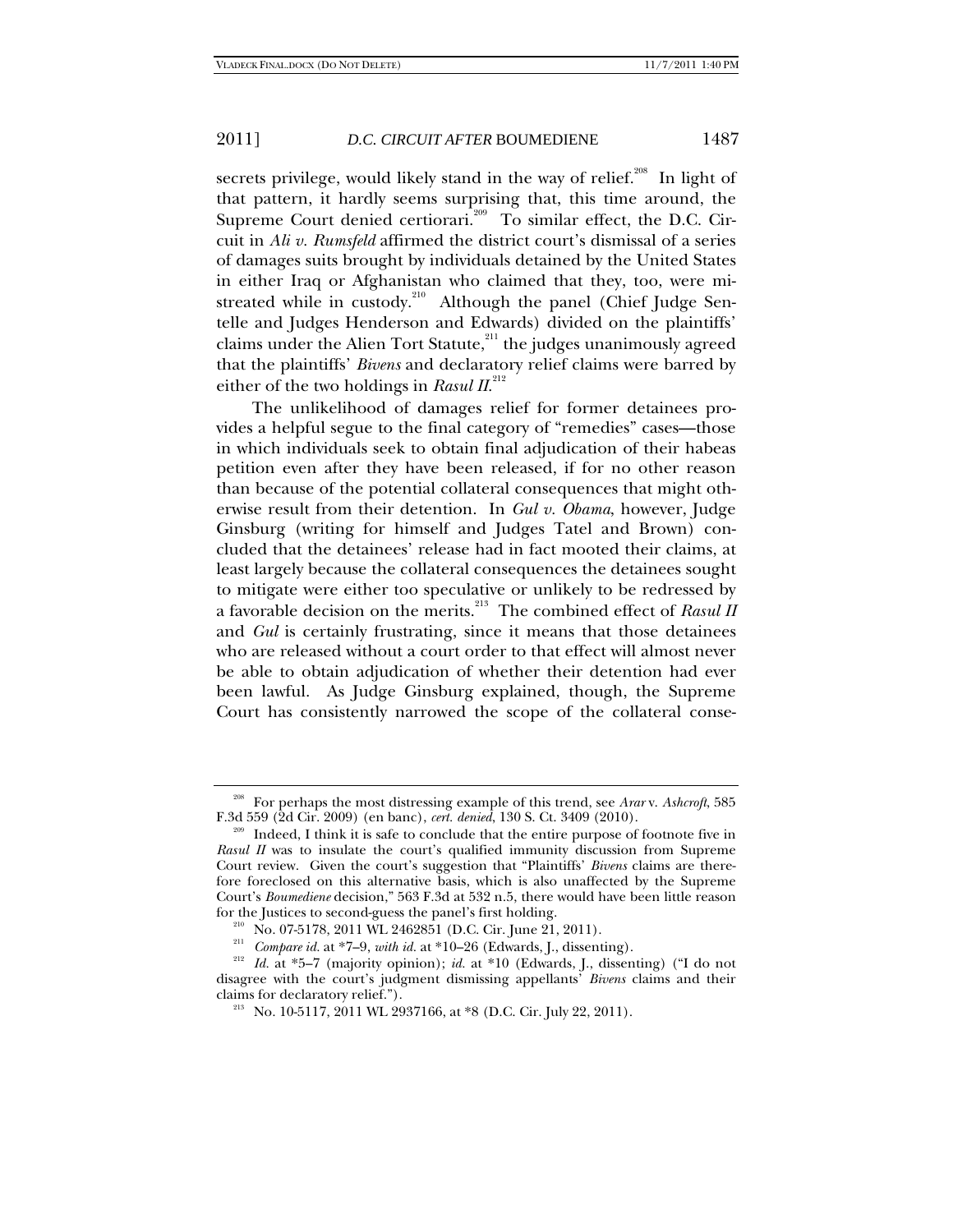secrets privilege, would likely stand in the way of relief.[208] In light of that pattern, it hardly seems surprising that, this time around, the Supreme Court denied certiorari.[209] To similar effect, the D.C. Circuit in *Ali v. Rumsfeld* affirmed the district court's dismissal of a series of damages suits brought by individuals detained by the United States in either Iraq or Afghanistan who claimed that they, too, were mistreated while in custody.[210] Although the panel (Chief Judge Sentelle and Judges Henderson and Edwards) divided on the plaintiffs' claims under the Alien Tort Statute,[211] the judges unanimously agreed that the plaintiffs' *Bivens* and declaratory relief claims were barred by either of the two holdings in *Rasul II*.[212]

The unlikelihood of damages relief for former detainees provides a helpful segue to the final category of "remedies" cases—those in which individuals seek to obtain final adjudication of their habeas petition even after they have been released, if for no other reason than because of the potential collateral consequences that might otherwise result from their detention. In *Gul v. Obama*, however, Judge Ginsburg (writing for himself and Judges Tatel and Brown) concluded that the detainees' release had in fact mooted their claims, at least largely because the collateral consequences the detainees sought to mitigate were either too speculative or unlikely to be redressed by a favorable decision on the merits.[213] The combined effect of *Rasul II* and *Gul* is certainly frustrating, since it means that those detainees who are released without a court order to that effect will almost never be able to obtain adjudication of whether their detention had ever been lawful. As Judge Ginsburg explained, though, the Supreme Court has consistently narrowed the scope of the collateral conse-

---

[208] For perhaps the most distressing example of this trend, see *Arar* v. *Ashcroft*, 585 F.3d 559 (2d Cir. 2009) (en banc), *cert. denied*, 130 S. Ct. 3409 (2010).

[209] Indeed, I think it is safe to conclude that the entire purpose of footnote five in *Rasul II* was to insulate the court's qualified immunity discussion from Supreme Court review. Given the court's suggestion that "Plaintiffs' *Bivens* claims are therefore foreclosed on this alternative basis, which is also unaffected by the Supreme Court's *Boumediene* decision," 563 F.3d at 532 n.5, there would have been little reason for the Justices to second-guess the panel's first holding.

[210] No. 07-5178, 2011 WL 2462851 (D.C. Cir. June 21, 2011).

[211] *Compare id.* at *7–9, *with id.* at *10–26 (Edwards, J., dissenting).

[212] *Id.* at *5–7 (majority opinion); *id.* at *10 (Edwards, J., dissenting) ("I do not disagree with the court's judgment dismissing appellants' *Bivens* claims and their claims for declaratory relief.").

[213] No. 10-5117, 2011 WL 2937166, at *8 (D.C. Cir. July 22, 2011).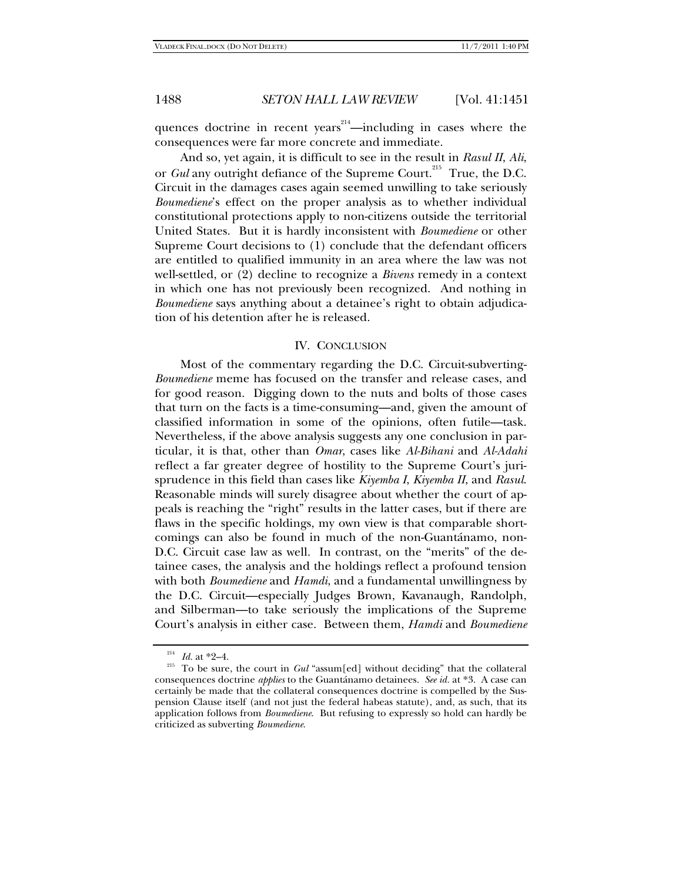quences doctrine in recent years[214]—including in cases where the consequences were far more concrete and immediate.

And so, yet again, it is difficult to see in the result in *Rasul II*, *Ali*, or *Gul* any outright defiance of the Supreme Court.[215] True, the D.C. Circuit in the damages cases again seemed unwilling to take seriously *Boumediene*'s effect on the proper analysis as to whether individual constitutional protections apply to non-citizens outside the territorial United States. But it is hardly inconsistent with *Boumediene* or other Supreme Court decisions to (1) conclude that the defendant officers are entitled to qualified immunity in an area where the law was not well-settled, or (2) decline to recognize a *Bivens* remedy in a context in which one has not previously been recognized. And nothing in *Boumediene* says anything about a detainee's right to obtain adjudication of his detention after he is released.

## IV. CONCLUSION

Most of the commentary regarding the D.C. Circuit-subverting-*Boumediene* meme has focused on the transfer and release cases, and for good reason. Digging down to the nuts and bolts of those cases that turn on the facts is a time-consuming—and, given the amount of classified information in some of the opinions, often futile—task. Nevertheless, if the above analysis suggests any one conclusion in particular, it is that, other than *Omar*, cases like *Al-Bihani* and *Al-Adahi* reflect a far greater degree of hostility to the Supreme Court's jurisprudence in this field than cases like *Kiyemba I*, *Kiyemba II*, and *Rasul*. Reasonable minds will surely disagree about whether the court of appeals is reaching the "right" results in the latter cases, but if there are flaws in the specific holdings, my own view is that comparable shortcomings can also be found in much of the non-Guantánamo, non-D.C. Circuit case law as well. In contrast, on the "merits" of the detainee cases, the analysis and the holdings reflect a profound tension with both *Boumediene* and *Hamdi*, and a fundamental unwillingness by the D.C. Circuit—especially Judges Brown, Kavanaugh, Randolph, and Silberman—to take seriously the implications of the Supreme Court's analysis in either case. Between them, *Hamdi* and *Boumediene*

---

[214] *Id.* at *2–4.

[215] To be sure, the court in *Gul* "assum[ed] without deciding" that the collateral consequences doctrine *applies* to the Guantánamo detainees. *See id.* at *3. A case can certainly be made that the collateral consequences doctrine is compelled by the Suspension Clause itself (and not just the federal habeas statute), and, as such, that its application follows from *Boumediene*. But refusing to expressly so hold can hardly be criticized as subverting *Boumediene*.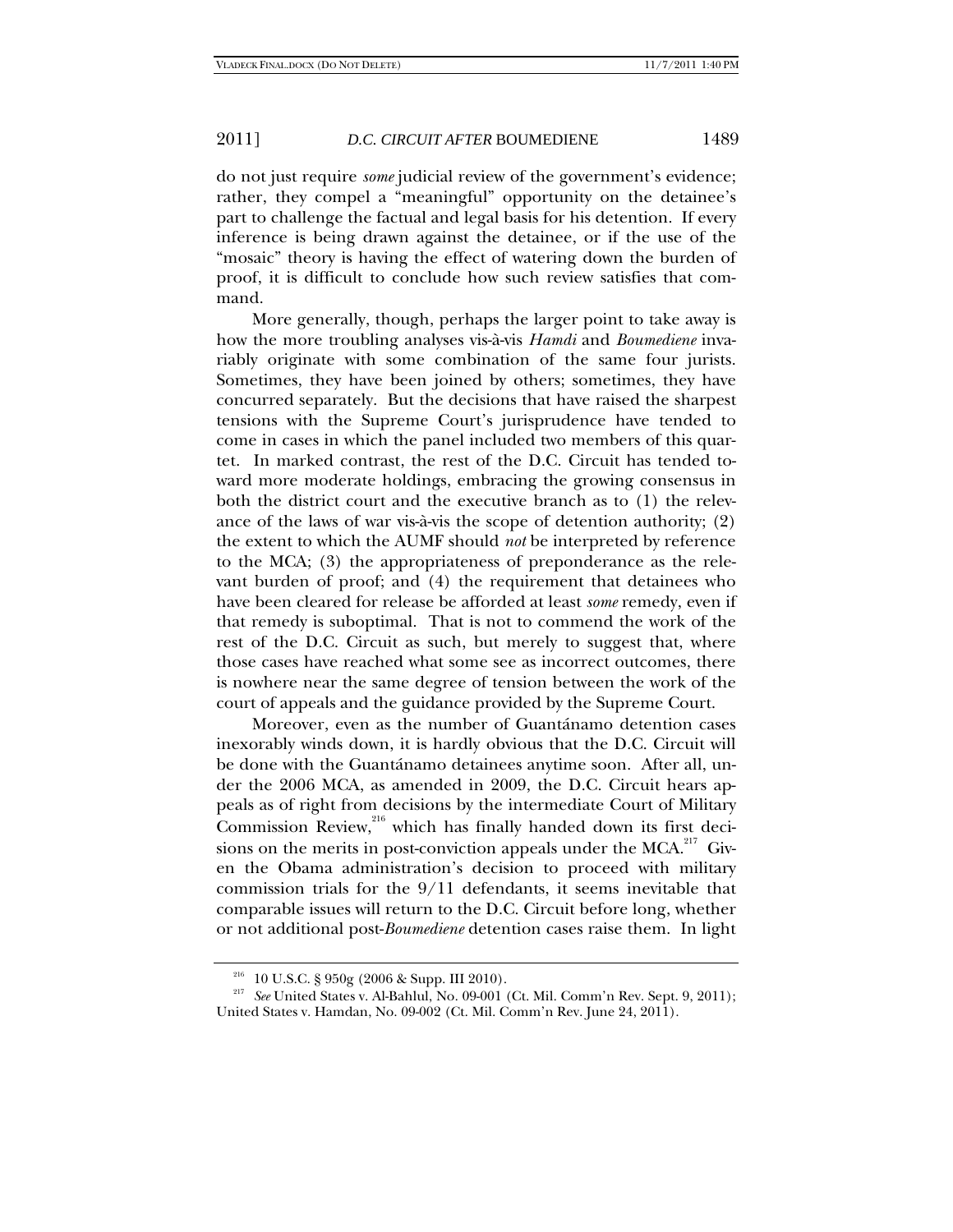do not just require *some* judicial review of the government's evidence; rather, they compel a "meaningful" opportunity on the detainee's part to challenge the factual and legal basis for his detention. If every inference is being drawn against the detainee, or if the use of the "mosaic" theory is having the effect of watering down the burden of proof, it is difficult to conclude how such review satisfies that command.

More generally, though, perhaps the larger point to take away is how the more troubling analyses vis-à-vis *Hamdi* and *Boumediene* invariably originate with some combination of the same four jurists. Sometimes, they have been joined by others; sometimes, they have concurred separately. But the decisions that have raised the sharpest tensions with the Supreme Court's jurisprudence have tended to come in cases in which the panel included two members of this quartet. In marked contrast, the rest of the D.C. Circuit has tended toward more moderate holdings, embracing the growing consensus in both the district court and the executive branch as to (1) the relevance of the laws of war vis-à-vis the scope of detention authority; (2) the extent to which the AUMF should *not* be interpreted by reference to the MCA; (3) the appropriateness of preponderance as the relevant burden of proof; and (4) the requirement that detainees who have been cleared for release be afforded at least *some* remedy, even if that remedy is suboptimal. That is not to commend the work of the rest of the D.C. Circuit as such, but merely to suggest that, where those cases have reached what some see as incorrect outcomes, there is nowhere near the same degree of tension between the work of the court of appeals and the guidance provided by the Supreme Court.

Moreover, even as the number of Guantánamo detention cases inexorably winds down, it is hardly obvious that the D.C. Circuit will be done with the Guantánamo detainees anytime soon. After all, under the 2006 MCA, as amended in 2009, the D.C. Circuit hears appeals as of right from decisions by the intermediate Court of Military Commission Review,[216] which has finally handed down its first decisions on the merits in post-conviction appeals under the MCA.[217] Given the Obama administration's decision to proceed with military commission trials for the 9/11 defendants, it seems inevitable that comparable issues will return to the D.C. Circuit before long, whether or not additional post-*Boumediene* detention cases raise them. In light

[216] 10 U.S.C. § 950g (2006 & Supp. III 2010).

[217] *See* United States v. Al-Bahlul, No. 09-001 (Ct. Mil. Comm'n Rev. Sept. 9, 2011); United States v. Hamdan, No. 09-002 (Ct. Mil. Comm'n Rev. June 24, 2011).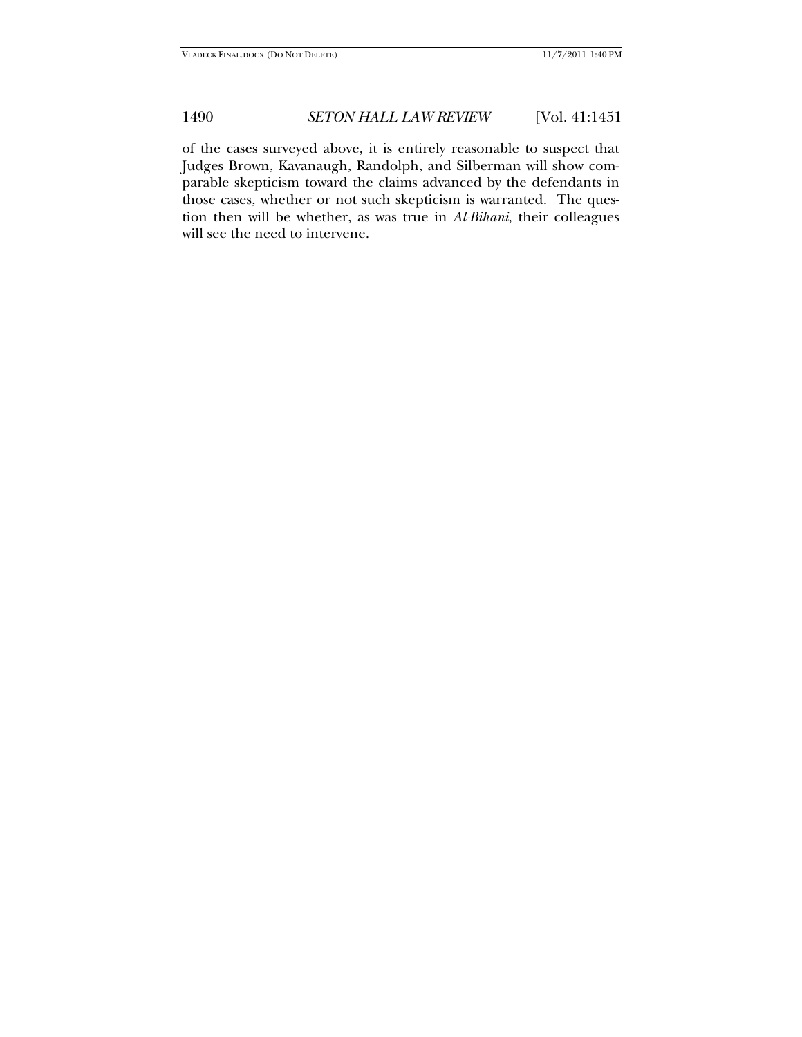of the cases surveyed above, it is entirely reasonable to suspect that Judges Brown, Kavanaugh, Randolph, and Silberman will show comparable skepticism toward the claims advanced by the defendants in those cases, whether or not such skepticism is warranted. The question then will be whether, as was true in *Al-Bihani*, their colleagues will see the need to intervene.